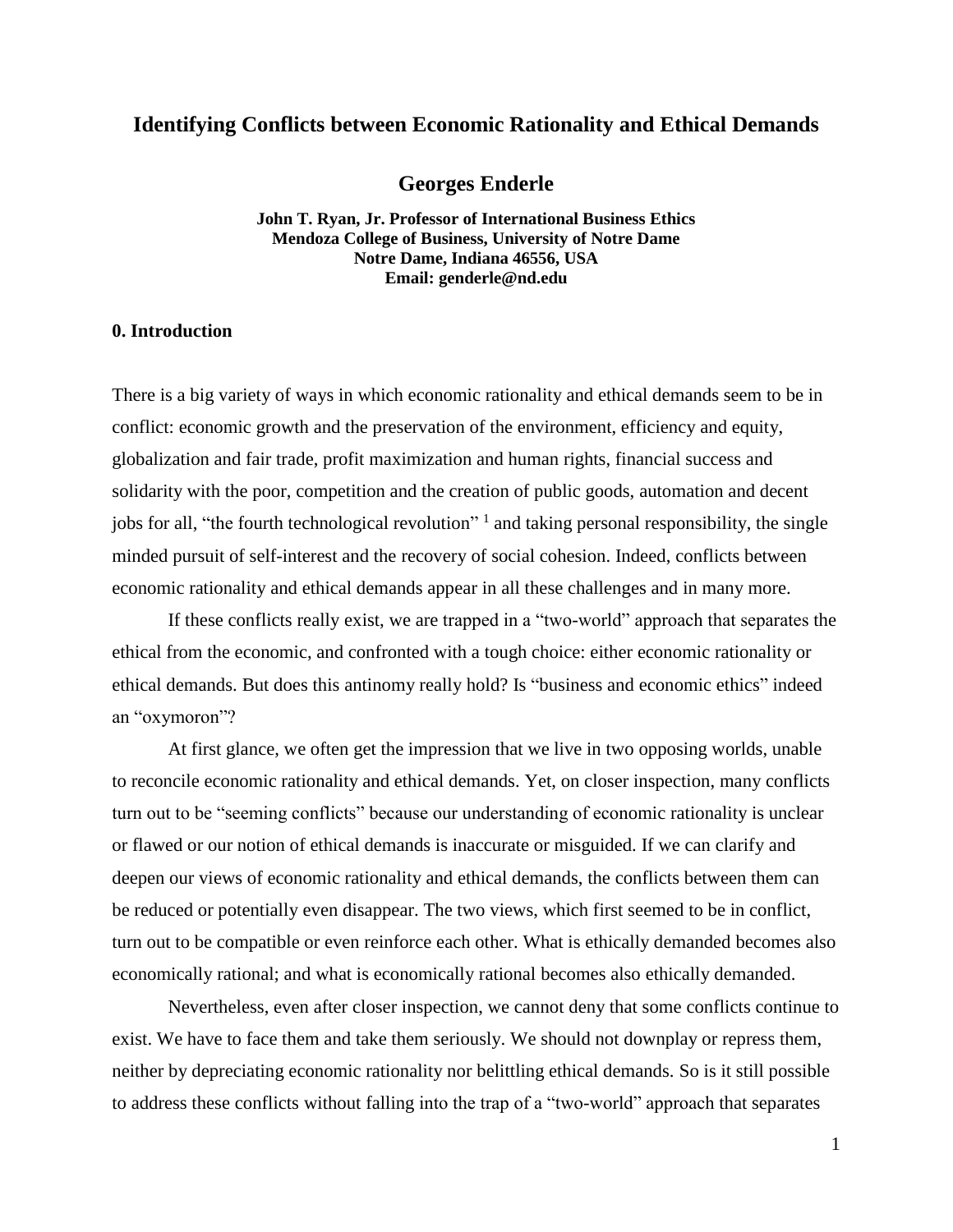# Identifying Conflicts between Economic Rationality and Ethical Demands

**Georges Enderle**

**John T. Ryan, Jr. Professor of International Business Ethics**
**Mendoza College of Business, University of Notre Dame**
**Notre Dame, Indiana 46556, USA**
**Email: genderle@nd.edu**

## 0. Introduction

There is a big variety of ways in which economic rationality and ethical demands seem to be in conflict: economic growth and the preservation of the environment, efficiency and equity, globalization and fair trade, profit maximization and human rights, financial success and solidarity with the poor, competition and the creation of public goods, automation and decent jobs for all, "the fourth technological revolution" [1] and taking personal responsibility, the single minded pursuit of self-interest and the recovery of social cohesion. Indeed, conflicts between economic rationality and ethical demands appear in all these challenges and in many more.

If these conflicts really exist, we are trapped in a "two-world" approach that separates the ethical from the economic, and confronted with a tough choice: either economic rationality or ethical demands. But does this antinomy really hold? Is "business and economic ethics" indeed an "oxymoron"?

At first glance, we often get the impression that we live in two opposing worlds, unable to reconcile economic rationality and ethical demands. Yet, on closer inspection, many conflicts turn out to be "seeming conflicts" because our understanding of economic rationality is unclear or flawed or our notion of ethical demands is inaccurate or misguided. If we can clarify and deepen our views of economic rationality and ethical demands, the conflicts between them can be reduced or potentially even disappear. The two views, which first seemed to be in conflict, turn out to be compatible or even reinforce each other. What is ethically demanded becomes also economically rational; and what is economically rational becomes also ethically demanded.

Nevertheless, even after closer inspection, we cannot deny that some conflicts continue to exist. We have to face them and take them seriously. We should not downplay or repress them, neither by depreciating economic rationality nor belittling ethical demands. So is it still possible to address these conflicts without falling into the trap of a "two-world" approach that separates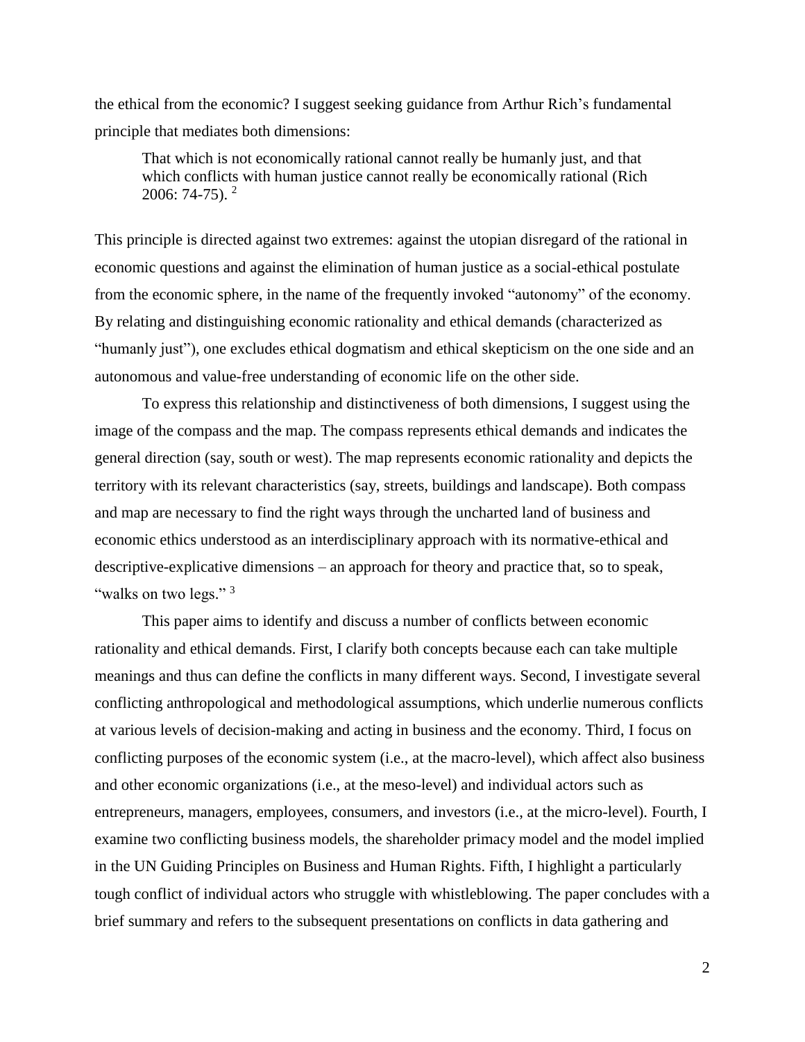the ethical from the economic? I suggest seeking guidance from Arthur Rich's fundamental principle that mediates both dimensions:

> That which is not economically rational cannot really be humanly just, and that which conflicts with human justice cannot really be economically rational (Rich 2006: 74-75). [2]

This principle is directed against two extremes: against the utopian disregard of the rational in economic questions and against the elimination of human justice as a social-ethical postulate from the economic sphere, in the name of the frequently invoked "autonomy" of the economy. By relating and distinguishing economic rationality and ethical demands (characterized as "humanly just"), one excludes ethical dogmatism and ethical skepticism on the one side and an autonomous and value-free understanding of economic life on the other side.

To express this relationship and distinctiveness of both dimensions, I suggest using the image of the compass and the map. The compass represents ethical demands and indicates the general direction (say, south or west). The map represents economic rationality and depicts the territory with its relevant characteristics (say, streets, buildings and landscape). Both compass and map are necessary to find the right ways through the uncharted land of business and economic ethics understood as an interdisciplinary approach with its normative-ethical and descriptive-explicative dimensions – an approach for theory and practice that, so to speak, "walks on two legs." [3]

This paper aims to identify and discuss a number of conflicts between economic rationality and ethical demands. First, I clarify both concepts because each can take multiple meanings and thus can define the conflicts in many different ways. Second, I investigate several conflicting anthropological and methodological assumptions, which underlie numerous conflicts at various levels of decision-making and acting in business and the economy. Third, I focus on conflicting purposes of the economic system (i.e., at the macro-level), which affect also business and other economic organizations (i.e., at the meso-level) and individual actors such as entrepreneurs, managers, employees, consumers, and investors (i.e., at the micro-level). Fourth, I examine two conflicting business models, the shareholder primacy model and the model implied in the UN Guiding Principles on Business and Human Rights. Fifth, I highlight a particularly tough conflict of individual actors who struggle with whistleblowing. The paper concludes with a brief summary and refers to the subsequent presentations on conflicts in data gathering and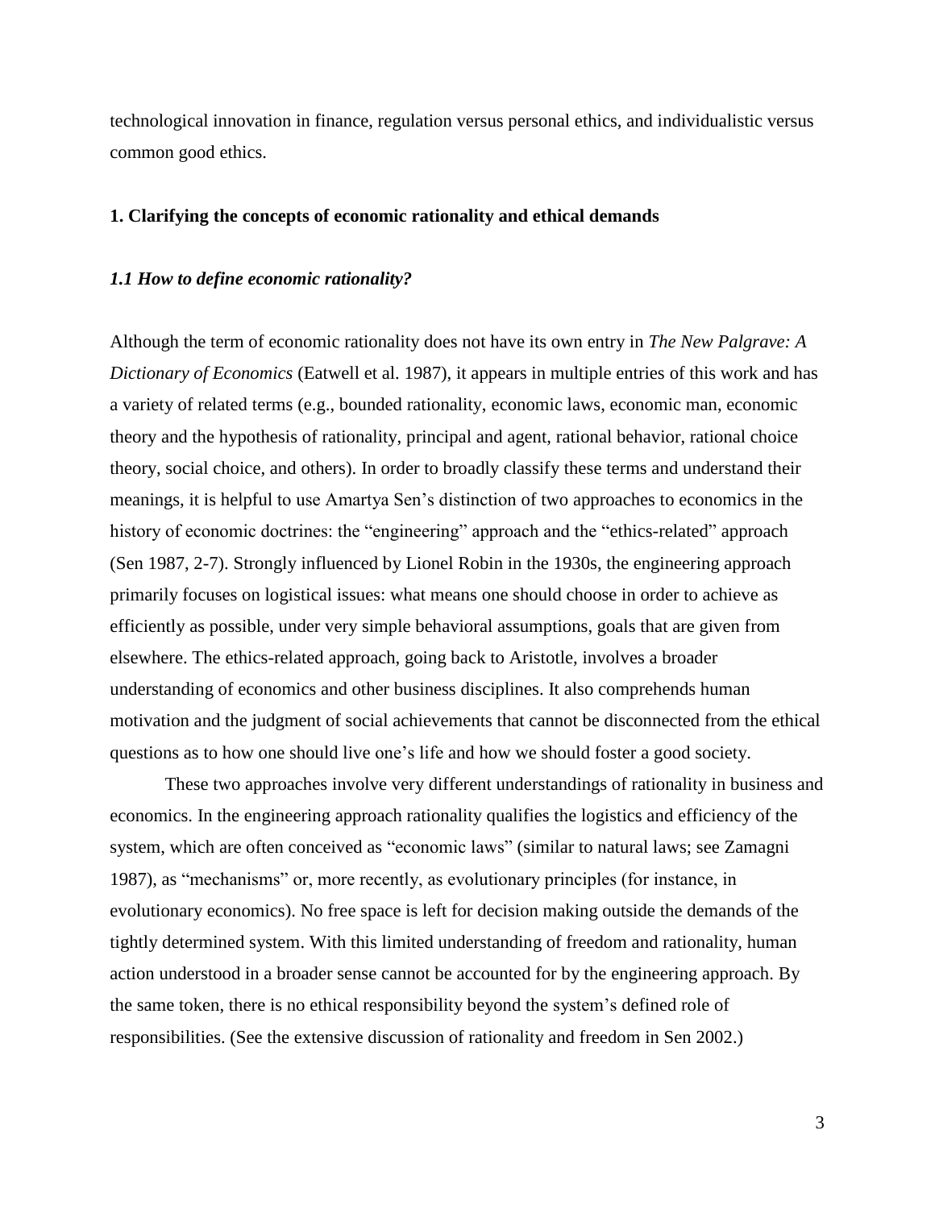technological innovation in finance, regulation versus personal ethics, and individualistic versus common good ethics.

## 1. Clarifying the concepts of economic rationality and ethical demands

### *1.1 How to define economic rationality?*

Although the term of economic rationality does not have its own entry in *The New Palgrave: A Dictionary of Economics* (Eatwell et al. 1987), it appears in multiple entries of this work and has a variety of related terms (e.g., bounded rationality, economic laws, economic man, economic theory and the hypothesis of rationality, principal and agent, rational behavior, rational choice theory, social choice, and others). In order to broadly classify these terms and understand their meanings, it is helpful to use Amartya Sen's distinction of two approaches to economics in the history of economic doctrines: the "engineering" approach and the "ethics-related" approach (Sen 1987, 2-7). Strongly influenced by Lionel Robin in the 1930s, the engineering approach primarily focuses on logistical issues: what means one should choose in order to achieve as efficiently as possible, under very simple behavioral assumptions, goals that are given from elsewhere. The ethics-related approach, going back to Aristotle, involves a broader understanding of economics and other business disciplines. It also comprehends human motivation and the judgment of social achievements that cannot be disconnected from the ethical questions as to how one should live one's life and how we should foster a good society.

These two approaches involve very different understandings of rationality in business and economics. In the engineering approach rationality qualifies the logistics and efficiency of the system, which are often conceived as "economic laws" (similar to natural laws; see Zamagni 1987), as "mechanisms" or, more recently, as evolutionary principles (for instance, in evolutionary economics). No free space is left for decision making outside the demands of the tightly determined system. With this limited understanding of freedom and rationality, human action understood in a broader sense cannot be accounted for by the engineering approach. By the same token, there is no ethical responsibility beyond the system's defined role of responsibilities. (See the extensive discussion of rationality and freedom in Sen 2002.)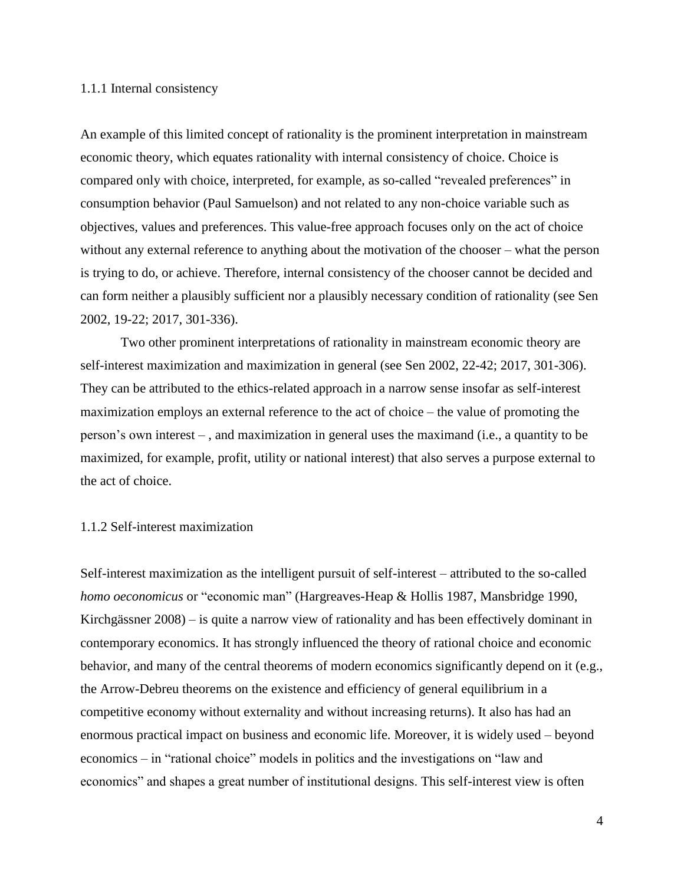### 1.1.1 Internal consistency

An example of this limited concept of rationality is the prominent interpretation in mainstream economic theory, which equates rationality with internal consistency of choice. Choice is compared only with choice, interpreted, for example, as so-called "revealed preferences" in consumption behavior (Paul Samuelson) and not related to any non-choice variable such as objectives, values and preferences. This value-free approach focuses only on the act of choice without any external reference to anything about the motivation of the chooser – what the person is trying to do, or achieve. Therefore, internal consistency of the chooser cannot be decided and can form neither a plausibly sufficient nor a plausibly necessary condition of rationality (see Sen 2002, 19-22; 2017, 301-336).

Two other prominent interpretations of rationality in mainstream economic theory are self-interest maximization and maximization in general (see Sen 2002, 22-42; 2017, 301-306). They can be attributed to the ethics-related approach in a narrow sense insofar as self-interest maximization employs an external reference to the act of choice – the value of promoting the person's own interest – , and maximization in general uses the maximand (i.e., a quantity to be maximized, for example, profit, utility or national interest) that also serves a purpose external to the act of choice.

### 1.1.2 Self-interest maximization

Self-interest maximization as the intelligent pursuit of self-interest – attributed to the so-called *homo oeconomicus* or "economic man" (Hargreaves-Heap & Hollis 1987, Mansbridge 1990, Kirchgässner 2008) – is quite a narrow view of rationality and has been effectively dominant in contemporary economics. It has strongly influenced the theory of rational choice and economic behavior, and many of the central theorems of modern economics significantly depend on it (e.g., the Arrow-Debreu theorems on the existence and efficiency of general equilibrium in a competitive economy without externality and without increasing returns). It also has had an enormous practical impact on business and economic life. Moreover, it is widely used – beyond economics – in "rational choice" models in politics and the investigations on "law and economics" and shapes a great number of institutional designs. This self-interest view is often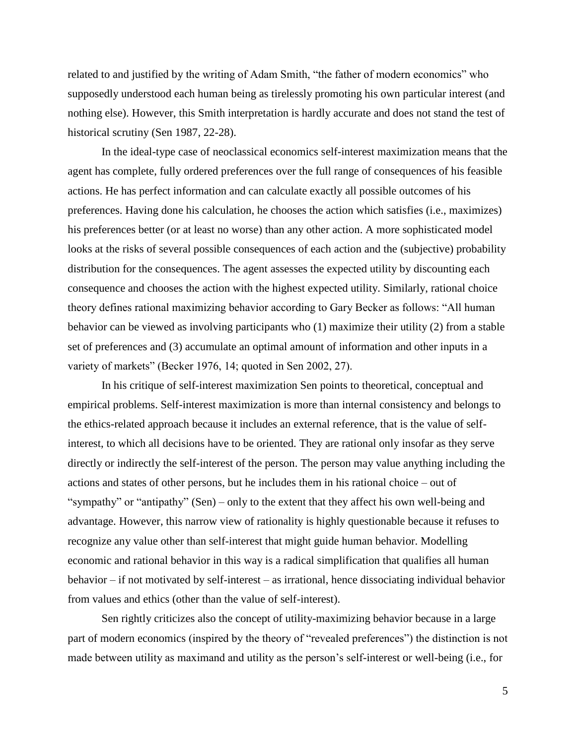related to and justified by the writing of Adam Smith, "the father of modern economics" who supposedly understood each human being as tirelessly promoting his own particular interest (and nothing else). However, this Smith interpretation is hardly accurate and does not stand the test of historical scrutiny (Sen 1987, 22-28).

In the ideal-type case of neoclassical economics self-interest maximization means that the agent has complete, fully ordered preferences over the full range of consequences of his feasible actions. He has perfect information and can calculate exactly all possible outcomes of his preferences. Having done his calculation, he chooses the action which satisfies (i.e., maximizes) his preferences better (or at least no worse) than any other action. A more sophisticated model looks at the risks of several possible consequences of each action and the (subjective) probability distribution for the consequences. The agent assesses the expected utility by discounting each consequence and chooses the action with the highest expected utility. Similarly, rational choice theory defines rational maximizing behavior according to Gary Becker as follows: "All human behavior can be viewed as involving participants who (1) maximize their utility (2) from a stable set of preferences and (3) accumulate an optimal amount of information and other inputs in a variety of markets" (Becker 1976, 14; quoted in Sen 2002, 27).

In his critique of self-interest maximization Sen points to theoretical, conceptual and empirical problems. Self-interest maximization is more than internal consistency and belongs to the ethics-related approach because it includes an external reference, that is the value of self-interest, to which all decisions have to be oriented. They are rational only insofar as they serve directly or indirectly the self-interest of the person. The person may value anything including the actions and states of other persons, but he includes them in his rational choice – out of "sympathy" or "antipathy" (Sen) – only to the extent that they affect his own well-being and advantage. However, this narrow view of rationality is highly questionable because it refuses to recognize any value other than self-interest that might guide human behavior. Modelling economic and rational behavior in this way is a radical simplification that qualifies all human behavior – if not motivated by self-interest – as irrational, hence dissociating individual behavior from values and ethics (other than the value of self-interest).

Sen rightly criticizes also the concept of utility-maximizing behavior because in a large part of modern economics (inspired by the theory of "revealed preferences") the distinction is not made between utility as maximand and utility as the person's self-interest or well-being (i.e., for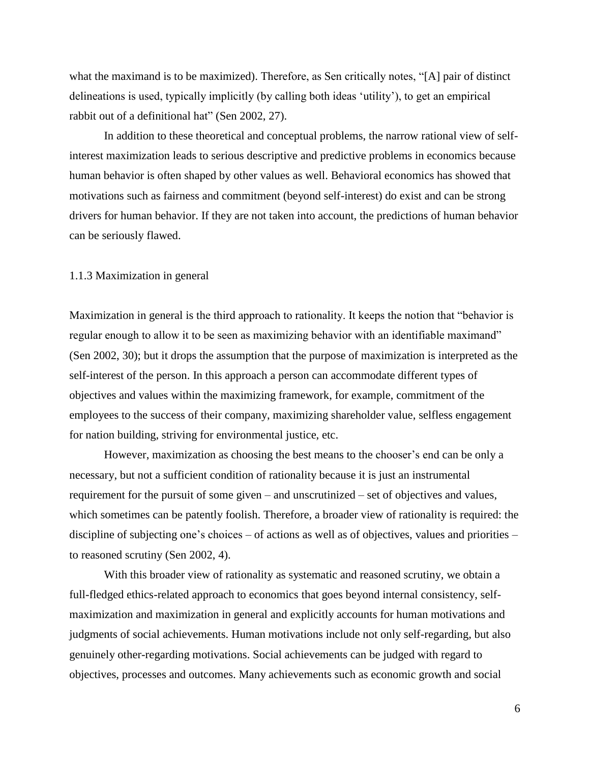what the maximand is to be maximized). Therefore, as Sen critically notes, "[A] pair of distinct delineations is used, typically implicitly (by calling both ideas 'utility'), to get an empirical rabbit out of a definitional hat" (Sen 2002, 27).

In addition to these theoretical and conceptual problems, the narrow rational view of self-interest maximization leads to serious descriptive and predictive problems in economics because human behavior is often shaped by other values as well. Behavioral economics has showed that motivations such as fairness and commitment (beyond self-interest) do exist and can be strong drivers for human behavior. If they are not taken into account, the predictions of human behavior can be seriously flawed.

### 1.1.3 Maximization in general

Maximization in general is the third approach to rationality. It keeps the notion that "behavior is regular enough to allow it to be seen as maximizing behavior with an identifiable maximand" (Sen 2002, 30); but it drops the assumption that the purpose of maximization is interpreted as the self-interest of the person. In this approach a person can accommodate different types of objectives and values within the maximizing framework, for example, commitment of the employees to the success of their company, maximizing shareholder value, selfless engagement for nation building, striving for environmental justice, etc.

However, maximization as choosing the best means to the chooser's end can be only a necessary, but not a sufficient condition of rationality because it is just an instrumental requirement for the pursuit of some given – and unscrutinized – set of objectives and values, which sometimes can be patently foolish. Therefore, a broader view of rationality is required: the discipline of subjecting one's choices – of actions as well as of objectives, values and priorities – to reasoned scrutiny (Sen 2002, 4).

With this broader view of rationality as systematic and reasoned scrutiny, we obtain a full-fledged ethics-related approach to economics that goes beyond internal consistency, self-maximization and maximization in general and explicitly accounts for human motivations and judgments of social achievements. Human motivations include not only self-regarding, but also genuinely other-regarding motivations. Social achievements can be judged with regard to objectives, processes and outcomes. Many achievements such as economic growth and social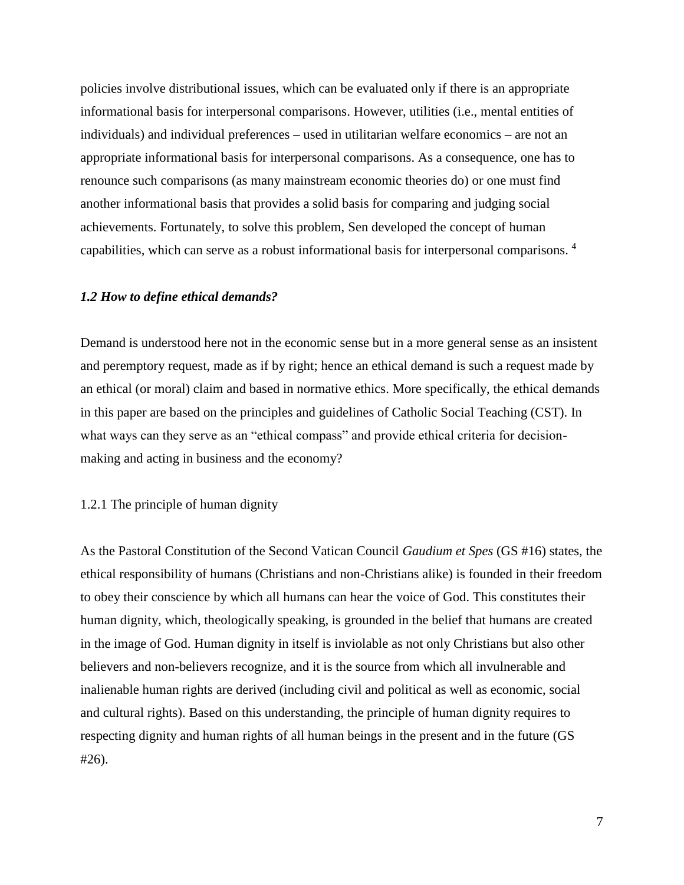policies involve distributional issues, which can be evaluated only if there is an appropriate informational basis for interpersonal comparisons. However, utilities (i.e., mental entities of individuals) and individual preferences – used in utilitarian welfare economics – are not an appropriate informational basis for interpersonal comparisons. As a consequence, one has to renounce such comparisons (as many mainstream economic theories do) or one must find another informational basis that provides a solid basis for comparing and judging social achievements. Fortunately, to solve this problem, Sen developed the concept of human capabilities, which can serve as a robust informational basis for interpersonal comparisons. [4]

### *1.2 How to define ethical demands?*

Demand is understood here not in the economic sense but in a more general sense as an insistent and peremptory request, made as if by right; hence an ethical demand is such a request made by an ethical (or moral) claim and based in normative ethics. More specifically, the ethical demands in this paper are based on the principles and guidelines of Catholic Social Teaching (CST). In what ways can they serve as an "ethical compass" and provide ethical criteria for decision-making and acting in business and the economy?

#### 1.2.1 The principle of human dignity

As the Pastoral Constitution of the Second Vatican Council *Gaudium et Spes* (GS #16) states, the ethical responsibility of humans (Christians and non-Christians alike) is founded in their freedom to obey their conscience by which all humans can hear the voice of God. This constitutes their human dignity, which, theologically speaking, is grounded in the belief that humans are created in the image of God. Human dignity in itself is inviolable as not only Christians but also other believers and non-believers recognize, and it is the source from which all invulnerable and inalienable human rights are derived (including civil and political as well as economic, social and cultural rights). Based on this understanding, the principle of human dignity requires to respecting dignity and human rights of all human beings in the present and in the future (GS #26).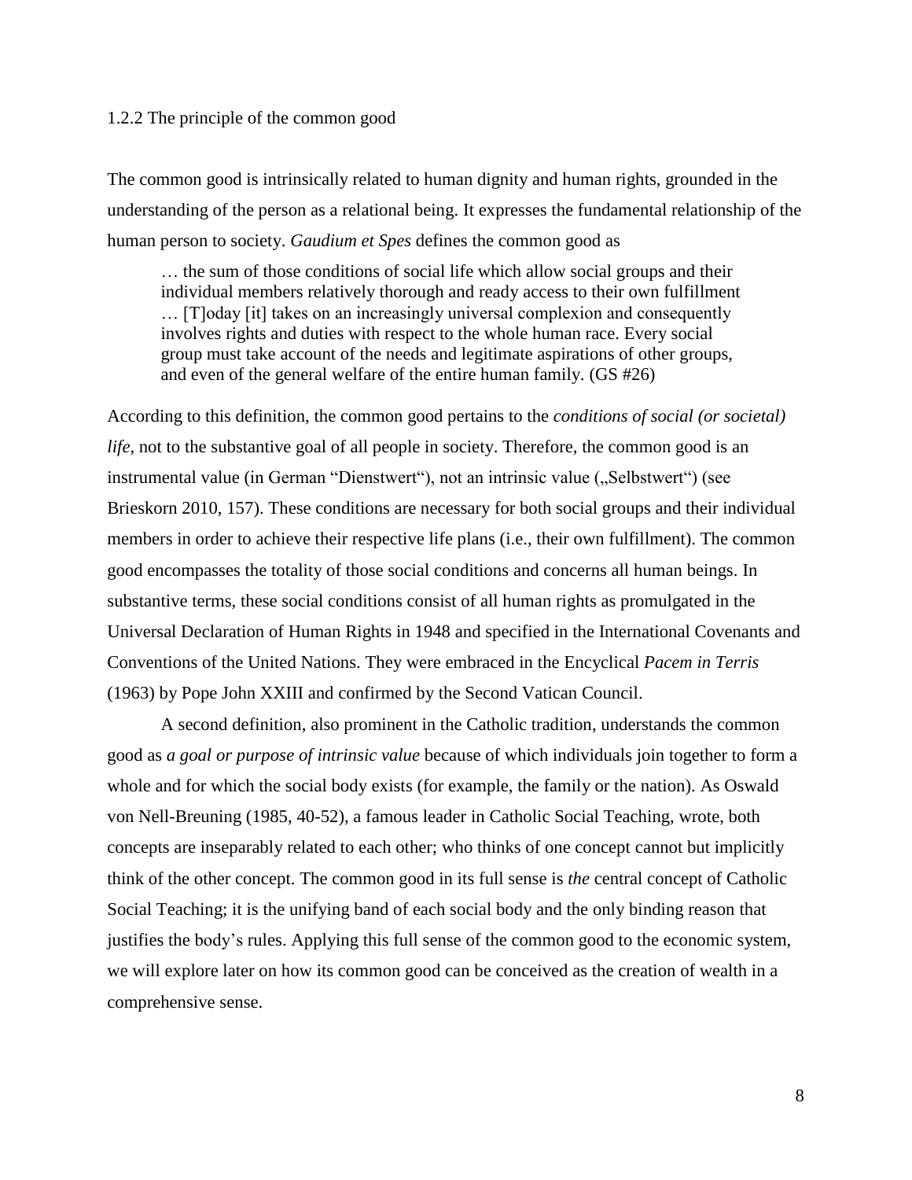### 1.2.2 The principle of the common good

The common good is intrinsically related to human dignity and human rights, grounded in the understanding of the person as a relational being. It expresses the fundamental relationship of the human person to society. *Gaudium et Spes* defines the common good as

> … the sum of those conditions of social life which allow social groups and their individual members relatively thorough and ready access to their own fulfillment … [T]oday [it] takes on an increasingly universal complexion and consequently involves rights and duties with respect to the whole human race. Every social group must take account of the needs and legitimate aspirations of other groups, and even of the general welfare of the entire human family. (GS #26)

According to this definition, the common good pertains to the *conditions of social (or societal) life*, not to the substantive goal of all people in society. Therefore, the common good is an instrumental value (in German "Dienstwert"), not an intrinsic value („Selbstwert") (see Brieskorn 2010, 157). These conditions are necessary for both social groups and their individual members in order to achieve their respective life plans (i.e., their own fulfillment). The common good encompasses the totality of those social conditions and concerns all human beings. In substantive terms, these social conditions consist of all human rights as promulgated in the Universal Declaration of Human Rights in 1948 and specified in the International Covenants and Conventions of the United Nations. They were embraced in the Encyclical *Pacem in Terris* (1963) by Pope John XXIII and confirmed by the Second Vatican Council.

A second definition, also prominent in the Catholic tradition, understands the common good as *a goal or purpose of intrinsic value* because of which individuals join together to form a whole and for which the social body exists (for example, the family or the nation). As Oswald von Nell-Breuning (1985, 40-52), a famous leader in Catholic Social Teaching, wrote, both concepts are inseparably related to each other; who thinks of one concept cannot but implicitly think of the other concept. The common good in its full sense is *the* central concept of Catholic Social Teaching; it is the unifying band of each social body and the only binding reason that justifies the body's rules. Applying this full sense of the common good to the economic system, we will explore later on how its common good can be conceived as the creation of wealth in a comprehensive sense.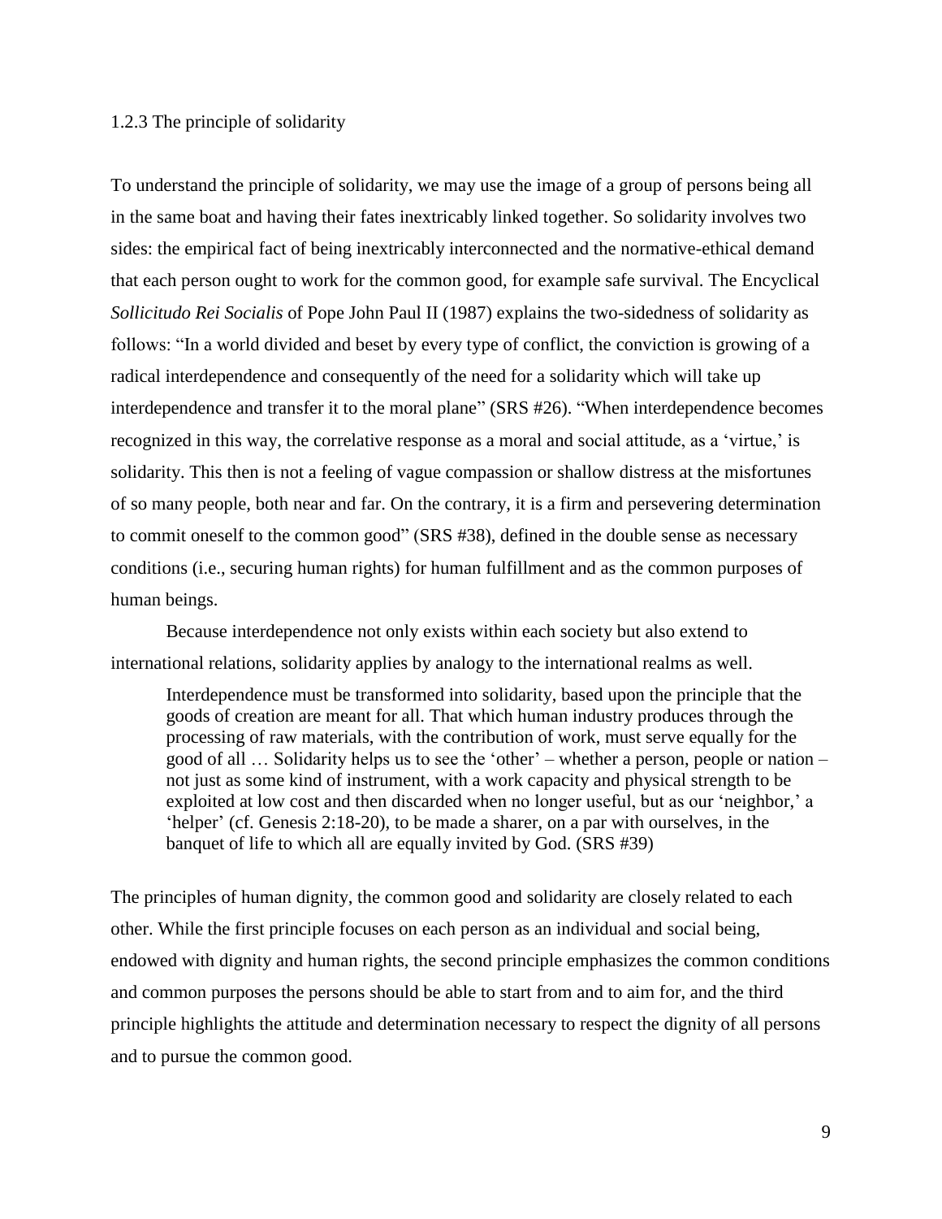### 1.2.3 The principle of solidarity

To understand the principle of solidarity, we may use the image of a group of persons being all in the same boat and having their fates inextricably linked together. So solidarity involves two sides: the empirical fact of being inextricably interconnected and the normative-ethical demand that each person ought to work for the common good, for example safe survival. The Encyclical *Sollicitudo Rei Socialis* of Pope John Paul II (1987) explains the two-sidedness of solidarity as follows: "In a world divided and beset by every type of conflict, the conviction is growing of a radical interdependence and consequently of the need for a solidarity which will take up interdependence and transfer it to the moral plane" (SRS #26). "When interdependence becomes recognized in this way, the correlative response as a moral and social attitude, as a 'virtue,' is solidarity. This then is not a feeling of vague compassion or shallow distress at the misfortunes of so many people, both near and far. On the contrary, it is a firm and persevering determination to commit oneself to the common good" (SRS #38), defined in the double sense as necessary conditions (i.e., securing human rights) for human fulfillment and as the common purposes of human beings.

Because interdependence not only exists within each society but also extend to international relations, solidarity applies by analogy to the international realms as well.

> Interdependence must be transformed into solidarity, based upon the principle that the goods of creation are meant for all. That which human industry produces through the processing of raw materials, with the contribution of work, must serve equally for the good of all … Solidarity helps us to see the 'other' – whether a person, people or nation – not just as some kind of instrument, with a work capacity and physical strength to be exploited at low cost and then discarded when no longer useful, but as our 'neighbor,' a 'helper' (cf. Genesis 2:18-20), to be made a sharer, on a par with ourselves, in the banquet of life to which all are equally invited by God. (SRS #39)

The principles of human dignity, the common good and solidarity are closely related to each other. While the first principle focuses on each person as an individual and social being, endowed with dignity and human rights, the second principle emphasizes the common conditions and common purposes the persons should be able to start from and to aim for, and the third principle highlights the attitude and determination necessary to respect the dignity of all persons and to pursue the common good.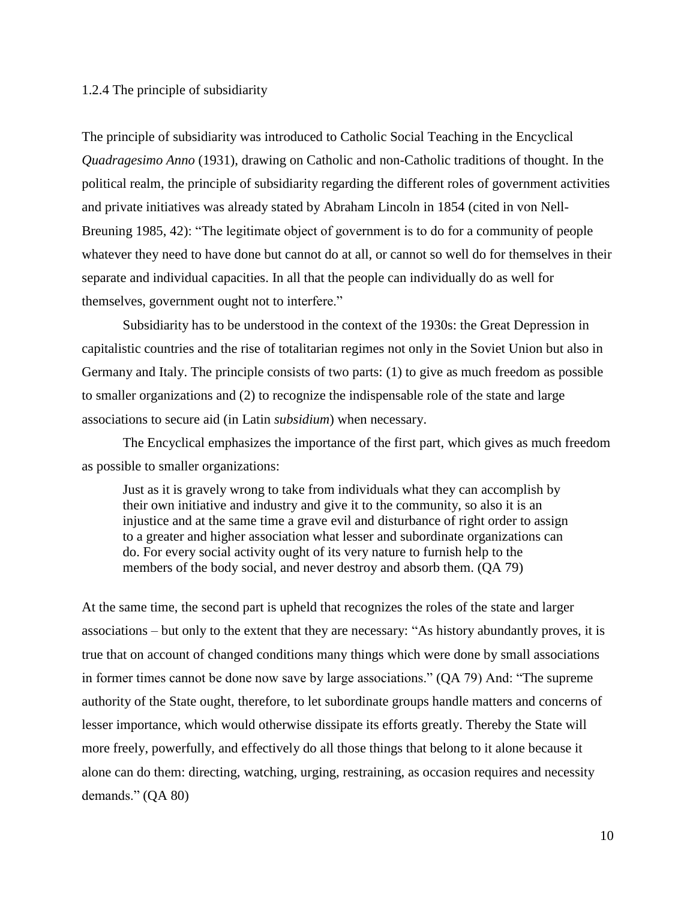### 1.2.4 The principle of subsidiarity

The principle of subsidiarity was introduced to Catholic Social Teaching in the Encyclical *Quadragesimo Anno* (1931), drawing on Catholic and non-Catholic traditions of thought. In the political realm, the principle of subsidiarity regarding the different roles of government activities and private initiatives was already stated by Abraham Lincoln in 1854 (cited in von Nell-Breuning 1985, 42): "The legitimate object of government is to do for a community of people whatever they need to have done but cannot do at all, or cannot so well do for themselves in their separate and individual capacities. In all that the people can individually do as well for themselves, government ought not to interfere."

Subsidiarity has to be understood in the context of the 1930s: the Great Depression in capitalistic countries and the rise of totalitarian regimes not only in the Soviet Union but also in Germany and Italy. The principle consists of two parts: (1) to give as much freedom as possible to smaller organizations and (2) to recognize the indispensable role of the state and large associations to secure aid (in Latin *subsidium*) when necessary.

The Encyclical emphasizes the importance of the first part, which gives as much freedom as possible to smaller organizations:

> Just as it is gravely wrong to take from individuals what they can accomplish by their own initiative and industry and give it to the community, so also it is an injustice and at the same time a grave evil and disturbance of right order to assign to a greater and higher association what lesser and subordinate organizations can do. For every social activity ought of its very nature to furnish help to the members of the body social, and never destroy and absorb them. (QA 79)

At the same time, the second part is upheld that recognizes the roles of the state and larger associations – but only to the extent that they are necessary: "As history abundantly proves, it is true that on account of changed conditions many things which were done by small associations in former times cannot be done now save by large associations." (QA 79) And: "The supreme authority of the State ought, therefore, to let subordinate groups handle matters and concerns of lesser importance, which would otherwise dissipate its efforts greatly. Thereby the State will more freely, powerfully, and effectively do all those things that belong to it alone because it alone can do them: directing, watching, urging, restraining, as occasion requires and necessity demands." (QA 80)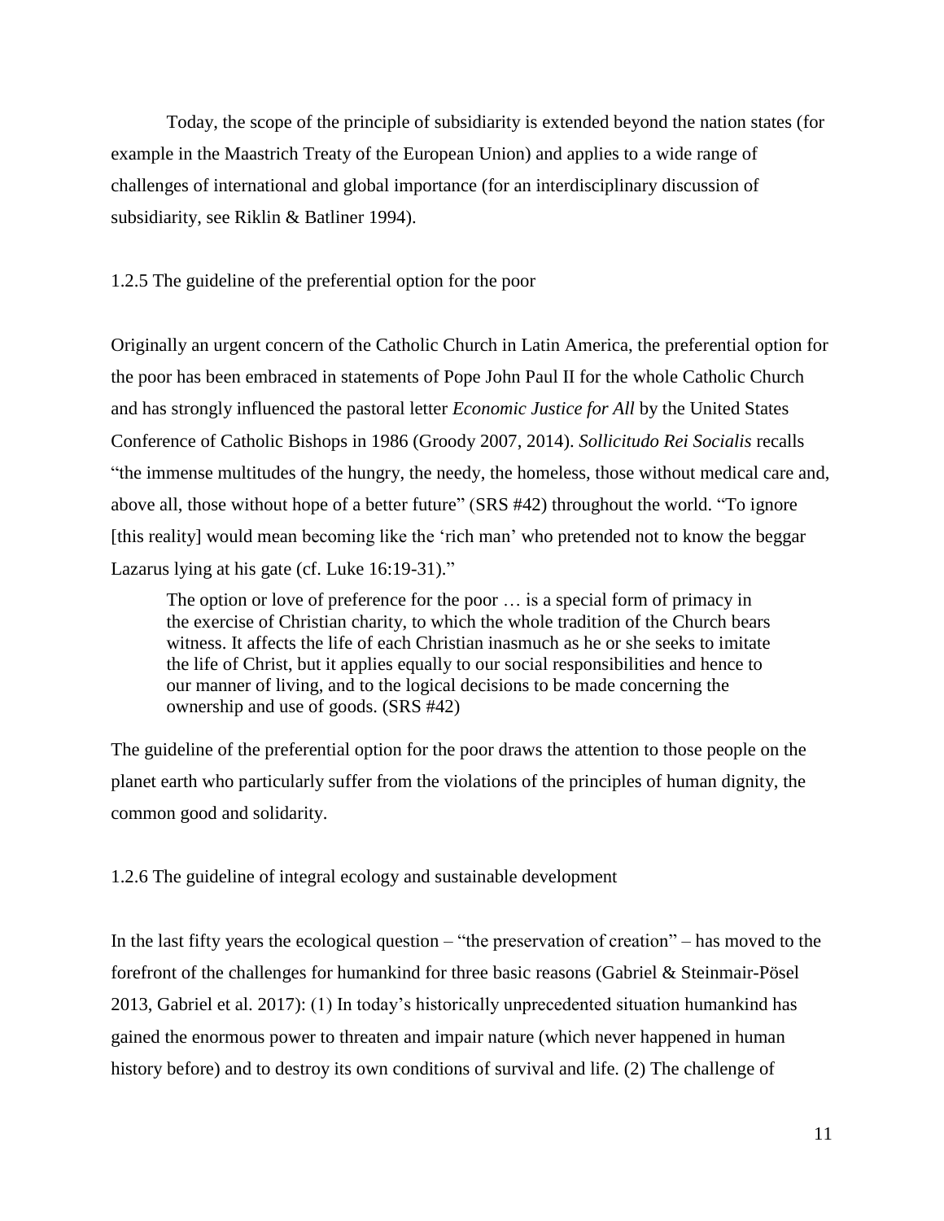Today, the scope of the principle of subsidiarity is extended beyond the nation states (for example in the Maastrich Treaty of the European Union) and applies to a wide range of challenges of international and global importance (for an interdisciplinary discussion of subsidiarity, see Riklin & Batliner 1994).

### 1.2.5 The guideline of the preferential option for the poor

Originally an urgent concern of the Catholic Church in Latin America, the preferential option for the poor has been embraced in statements of Pope John Paul II for the whole Catholic Church and has strongly influenced the pastoral letter *Economic Justice for All* by the United States Conference of Catholic Bishops in 1986 (Groody 2007, 2014). *Sollicitudo Rei Socialis* recalls "the immense multitudes of the hungry, the needy, the homeless, those without medical care and, above all, those without hope of a better future" (SRS #42) throughout the world. "To ignore [this reality] would mean becoming like the 'rich man' who pretended not to know the beggar Lazarus lying at his gate (cf. Luke 16:19-31)."

> The option or love of preference for the poor … is a special form of primacy in the exercise of Christian charity, to which the whole tradition of the Church bears witness. It affects the life of each Christian inasmuch as he or she seeks to imitate the life of Christ, but it applies equally to our social responsibilities and hence to our manner of living, and to the logical decisions to be made concerning the ownership and use of goods. (SRS #42)

The guideline of the preferential option for the poor draws the attention to those people on the planet earth who particularly suffer from the violations of the principles of human dignity, the common good and solidarity.

### 1.2.6 The guideline of integral ecology and sustainable development

In the last fifty years the ecological question – "the preservation of creation" – has moved to the forefront of the challenges for humankind for three basic reasons (Gabriel & Steinmair-Pösel 2013, Gabriel et al. 2017): (1) In today's historically unprecedented situation humankind has gained the enormous power to threaten and impair nature (which never happened in human history before) and to destroy its own conditions of survival and life. (2) The challenge of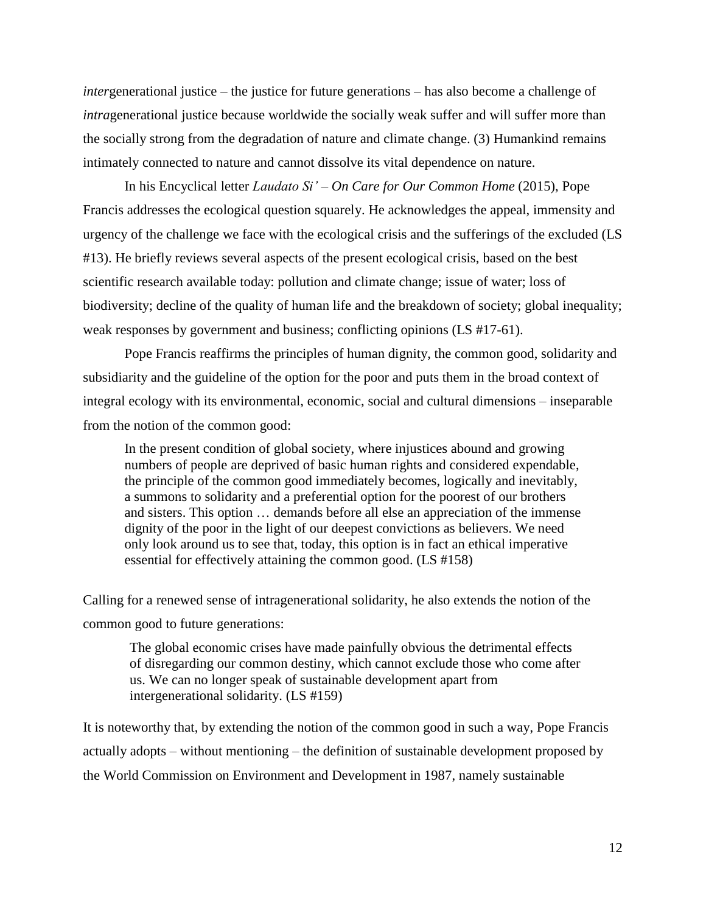*inter*generational justice – the justice for future generations – has also become a challenge of *intra*generational justice because worldwide the socially weak suffer and will suffer more than the socially strong from the degradation of nature and climate change. (3) Humankind remains intimately connected to nature and cannot dissolve its vital dependence on nature.

In his Encyclical letter *Laudato Si' – On Care for Our Common Home* (2015), Pope Francis addresses the ecological question squarely. He acknowledges the appeal, immensity and urgency of the challenge we face with the ecological crisis and the sufferings of the excluded (LS #13). He briefly reviews several aspects of the present ecological crisis, based on the best scientific research available today: pollution and climate change; issue of water; loss of biodiversity; decline of the quality of human life and the breakdown of society; global inequality; weak responses by government and business; conflicting opinions (LS #17-61).

Pope Francis reaffirms the principles of human dignity, the common good, solidarity and subsidiarity and the guideline of the option for the poor and puts them in the broad context of integral ecology with its environmental, economic, social and cultural dimensions – inseparable from the notion of the common good:

> In the present condition of global society, where injustices abound and growing numbers of people are deprived of basic human rights and considered expendable, the principle of the common good immediately becomes, logically and inevitably, a summons to solidarity and a preferential option for the poorest of our brothers and sisters. This option … demands before all else an appreciation of the immense dignity of the poor in the light of our deepest convictions as believers. We need only look around us to see that, today, this option is in fact an ethical imperative essential for effectively attaining the common good. (LS #158)

Calling for a renewed sense of intragenerational solidarity, he also extends the notion of the common good to future generations:

> The global economic crises have made painfully obvious the detrimental effects of disregarding our common destiny, which cannot exclude those who come after us. We can no longer speak of sustainable development apart from intergenerational solidarity. (LS #159)

It is noteworthy that, by extending the notion of the common good in such a way, Pope Francis actually adopts – without mentioning – the definition of sustainable development proposed by the World Commission on Environment and Development in 1987, namely sustainable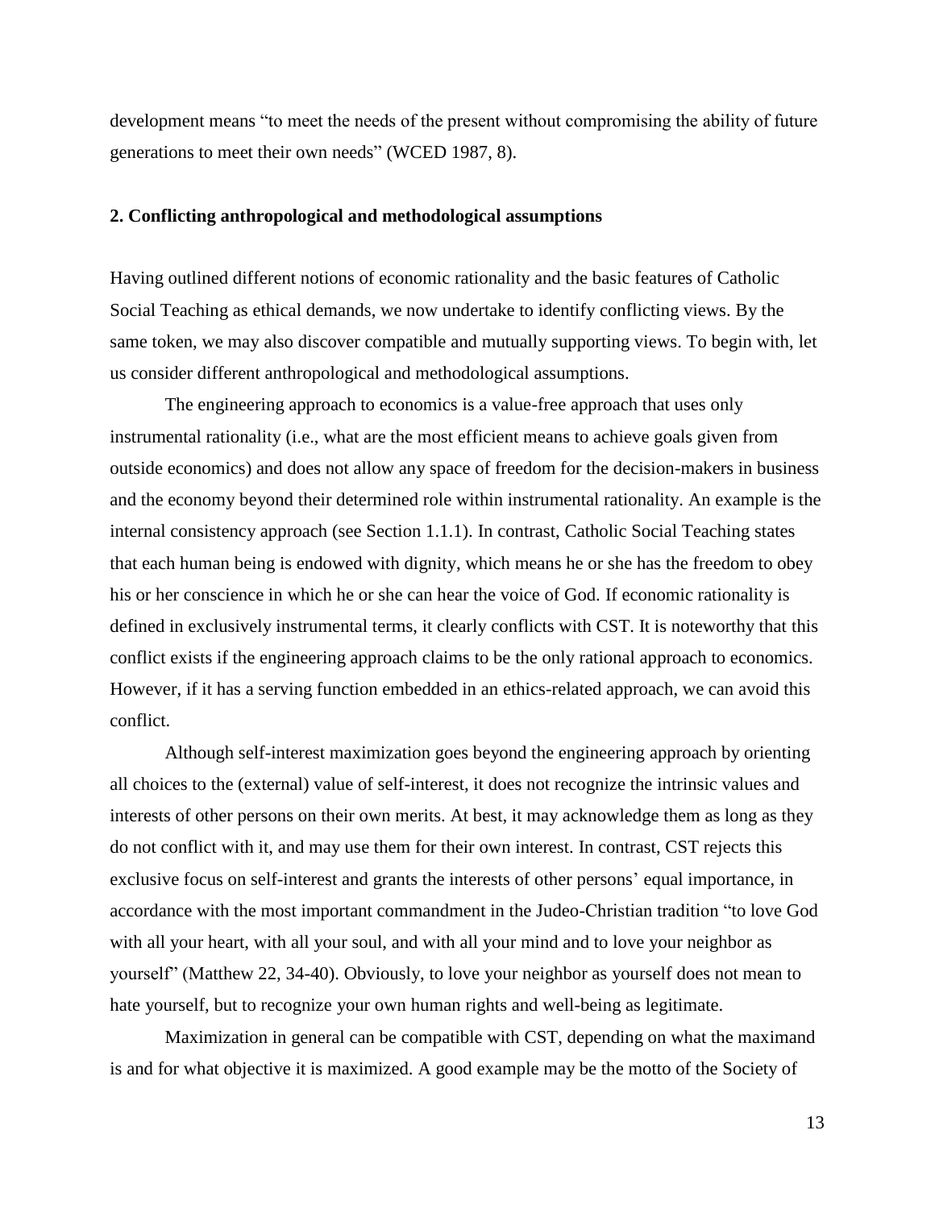development means "to meet the needs of the present without compromising the ability of future generations to meet their own needs" (WCED 1987, 8).

## 2. Conflicting anthropological and methodological assumptions

Having outlined different notions of economic rationality and the basic features of Catholic Social Teaching as ethical demands, we now undertake to identify conflicting views. By the same token, we may also discover compatible and mutually supporting views. To begin with, let us consider different anthropological and methodological assumptions.

The engineering approach to economics is a value-free approach that uses only instrumental rationality (i.e., what are the most efficient means to achieve goals given from outside economics) and does not allow any space of freedom for the decision-makers in business and the economy beyond their determined role within instrumental rationality. An example is the internal consistency approach (see Section 1.1.1). In contrast, Catholic Social Teaching states that each human being is endowed with dignity, which means he or she has the freedom to obey his or her conscience in which he or she can hear the voice of God. If economic rationality is defined in exclusively instrumental terms, it clearly conflicts with CST. It is noteworthy that this conflict exists if the engineering approach claims to be the only rational approach to economics. However, if it has a serving function embedded in an ethics-related approach, we can avoid this conflict.

Although self-interest maximization goes beyond the engineering approach by orienting all choices to the (external) value of self-interest, it does not recognize the intrinsic values and interests of other persons on their own merits. At best, it may acknowledge them as long as they do not conflict with it, and may use them for their own interest. In contrast, CST rejects this exclusive focus on self-interest and grants the interests of other persons' equal importance, in accordance with the most important commandment in the Judeo-Christian tradition "to love God with all your heart, with all your soul, and with all your mind and to love your neighbor as yourself" (Matthew 22, 34-40). Obviously, to love your neighbor as yourself does not mean to hate yourself, but to recognize your own human rights and well-being as legitimate.

Maximization in general can be compatible with CST, depending on what the maximand is and for what objective it is maximized. A good example may be the motto of the Society of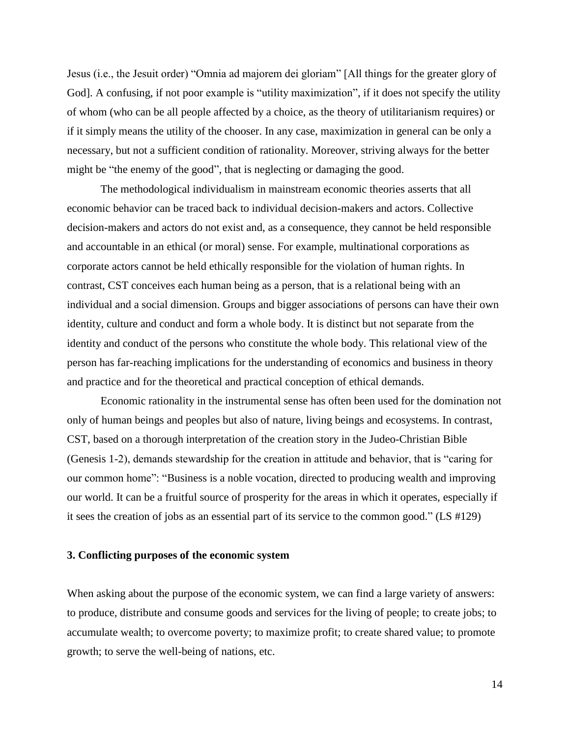Jesus (i.e., the Jesuit order) "Omnia ad majorem dei gloriam" [All things for the greater glory of God]. A confusing, if not poor example is "utility maximization", if it does not specify the utility of whom (who can be all people affected by a choice, as the theory of utilitarianism requires) or if it simply means the utility of the chooser. In any case, maximization in general can be only a necessary, but not a sufficient condition of rationality. Moreover, striving always for the better might be "the enemy of the good", that is neglecting or damaging the good.

The methodological individualism in mainstream economic theories asserts that all economic behavior can be traced back to individual decision-makers and actors. Collective decision-makers and actors do not exist and, as a consequence, they cannot be held responsible and accountable in an ethical (or moral) sense. For example, multinational corporations as corporate actors cannot be held ethically responsible for the violation of human rights. In contrast, CST conceives each human being as a person, that is a relational being with an individual and a social dimension. Groups and bigger associations of persons can have their own identity, culture and conduct and form a whole body. It is distinct but not separate from the identity and conduct of the persons who constitute the whole body. This relational view of the person has far-reaching implications for the understanding of economics and business in theory and practice and for the theoretical and practical conception of ethical demands.

Economic rationality in the instrumental sense has often been used for the domination not only of human beings and peoples but also of nature, living beings and ecosystems. In contrast, CST, based on a thorough interpretation of the creation story in the Judeo-Christian Bible (Genesis 1-2), demands stewardship for the creation in attitude and behavior, that is "caring for our common home": "Business is a noble vocation, directed to producing wealth and improving our world. It can be a fruitful source of prosperity for the areas in which it operates, especially if it sees the creation of jobs as an essential part of its service to the common good." (LS #129)

## 3. Conflicting purposes of the economic system

When asking about the purpose of the economic system, we can find a large variety of answers: to produce, distribute and consume goods and services for the living of people; to create jobs; to accumulate wealth; to overcome poverty; to maximize profit; to create shared value; to promote growth; to serve the well-being of nations, etc.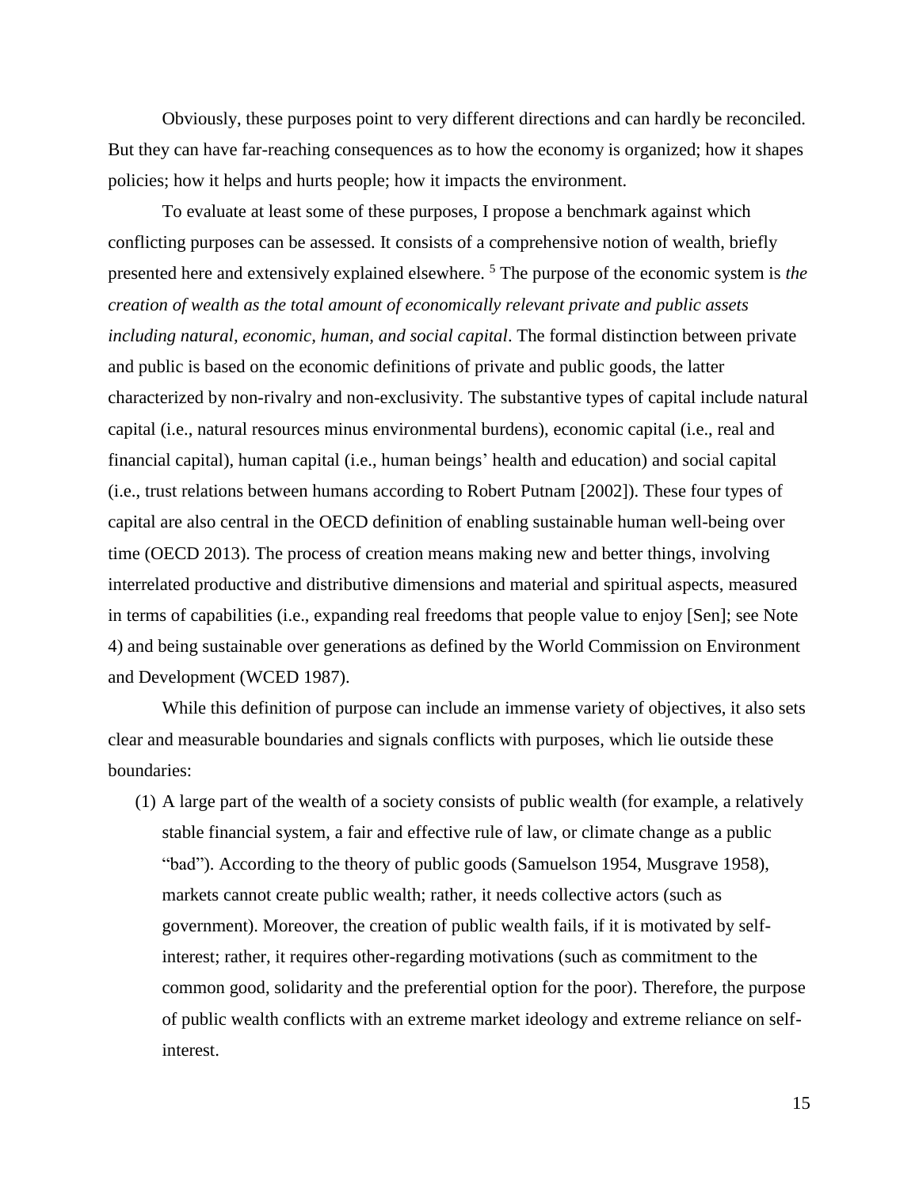Obviously, these purposes point to very different directions and can hardly be reconciled. But they can have far-reaching consequences as to how the economy is organized; how it shapes policies; how it helps and hurts people; how it impacts the environment.

To evaluate at least some of these purposes, I propose a benchmark against which conflicting purposes can be assessed. It consists of a comprehensive notion of wealth, briefly presented here and extensively explained elsewhere. [5] The purpose of the economic system is *the creation of wealth as the total amount of economically relevant private and public assets including natural, economic, human, and social capital*. The formal distinction between private and public is based on the economic definitions of private and public goods, the latter characterized by non-rivalry and non-exclusivity. The substantive types of capital include natural capital (i.e., natural resources minus environmental burdens), economic capital (i.e., real and financial capital), human capital (i.e., human beings' health and education) and social capital (i.e., trust relations between humans according to Robert Putnam [2002]). These four types of capital are also central in the OECD definition of enabling sustainable human well-being over time (OECD 2013). The process of creation means making new and better things, involving interrelated productive and distributive dimensions and material and spiritual aspects, measured in terms of capabilities (i.e., expanding real freedoms that people value to enjoy [Sen]; see Note 4) and being sustainable over generations as defined by the World Commission on Environment and Development (WCED 1987).

While this definition of purpose can include an immense variety of objectives, it also sets clear and measurable boundaries and signals conflicts with purposes, which lie outside these boundaries:

(1) A large part of the wealth of a society consists of public wealth (for example, a relatively stable financial system, a fair and effective rule of law, or climate change as a public "bad"). According to the theory of public goods (Samuelson 1954, Musgrave 1958), markets cannot create public wealth; rather, it needs collective actors (such as government). Moreover, the creation of public wealth fails, if it is motivated by self-interest; rather, it requires other-regarding motivations (such as commitment to the common good, solidarity and the preferential option for the poor). Therefore, the purpose of public wealth conflicts with an extreme market ideology and extreme reliance on self-interest.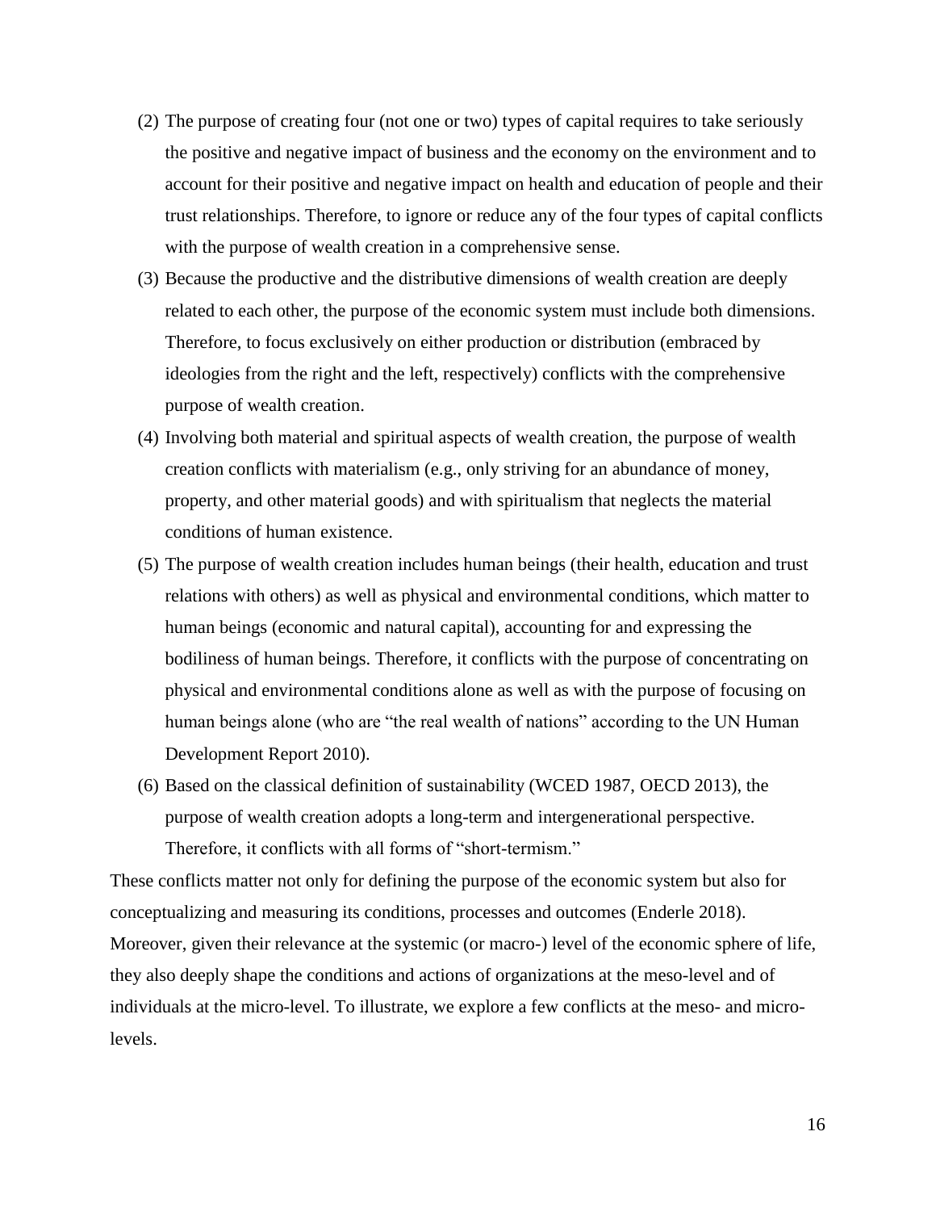(2) The purpose of creating four (not one or two) types of capital requires to take seriously the positive and negative impact of business and the economy on the environment and to account for their positive and negative impact on health and education of people and their trust relationships. Therefore, to ignore or reduce any of the four types of capital conflicts with the purpose of wealth creation in a comprehensive sense.

(3) Because the productive and the distributive dimensions of wealth creation are deeply related to each other, the purpose of the economic system must include both dimensions. Therefore, to focus exclusively on either production or distribution (embraced by ideologies from the right and the left, respectively) conflicts with the comprehensive purpose of wealth creation.

(4) Involving both material and spiritual aspects of wealth creation, the purpose of wealth creation conflicts with materialism (e.g., only striving for an abundance of money, property, and other material goods) and with spiritualism that neglects the material conditions of human existence.

(5) The purpose of wealth creation includes human beings (their health, education and trust relations with others) as well as physical and environmental conditions, which matter to human beings (economic and natural capital), accounting for and expressing the bodiliness of human beings. Therefore, it conflicts with the purpose of concentrating on physical and environmental conditions alone as well as with the purpose of focusing on human beings alone (who are "the real wealth of nations" according to the UN Human Development Report 2010).

(6) Based on the classical definition of sustainability (WCED 1987, OECD 2013), the purpose of wealth creation adopts a long-term and intergenerational perspective. Therefore, it conflicts with all forms of "short-termism."

These conflicts matter not only for defining the purpose of the economic system but also for conceptualizing and measuring its conditions, processes and outcomes (Enderle 2018). Moreover, given their relevance at the systemic (or macro-) level of the economic sphere of life, they also deeply shape the conditions and actions of organizations at the meso-level and of individuals at the micro-level. To illustrate, we explore a few conflicts at the meso- and micro-levels.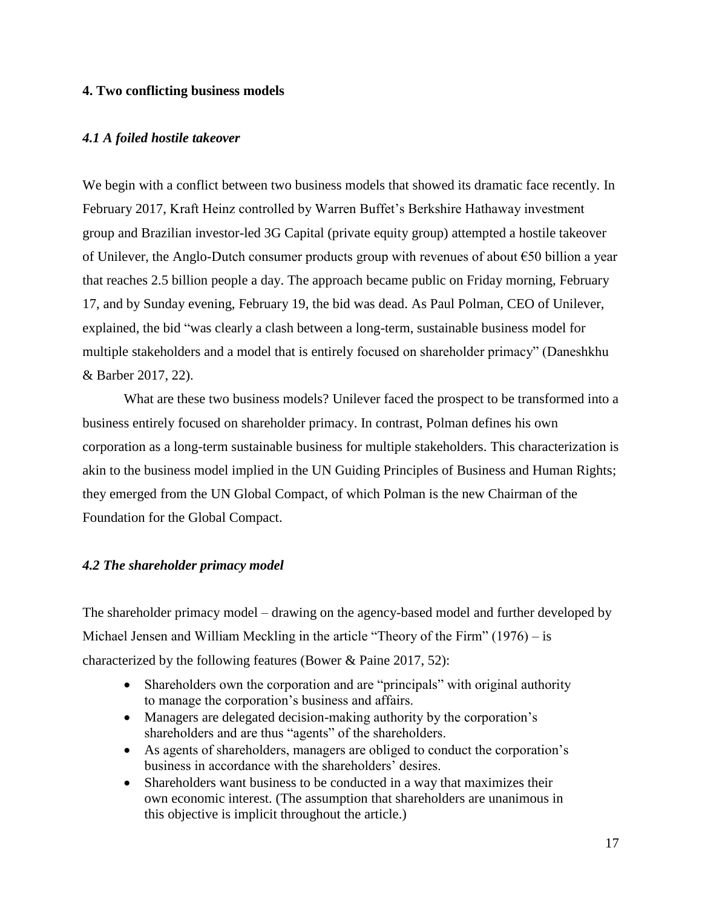## 4. Two conflicting business models

### *4.1 A foiled hostile takeover*

We begin with a conflict between two business models that showed its dramatic face recently. In February 2017, Kraft Heinz controlled by Warren Buffet's Berkshire Hathaway investment group and Brazilian investor-led 3G Capital (private equity group) attempted a hostile takeover of Unilever, the Anglo-Dutch consumer products group with revenues of about €50 billion a year that reaches 2.5 billion people a day. The approach became public on Friday morning, February 17, and by Sunday evening, February 19, the bid was dead. As Paul Polman, CEO of Unilever, explained, the bid "was clearly a clash between a long-term, sustainable business model for multiple stakeholders and a model that is entirely focused on shareholder primacy" (Daneshkhu & Barber 2017, 22).

What are these two business models? Unilever faced the prospect to be transformed into a business entirely focused on shareholder primacy. In contrast, Polman defines his own corporation as a long-term sustainable business for multiple stakeholders. This characterization is akin to the business model implied in the UN Guiding Principles of Business and Human Rights; they emerged from the UN Global Compact, of which Polman is the new Chairman of the Foundation for the Global Compact.

### *4.2 The shareholder primacy model*

The shareholder primacy model – drawing on the agency-based model and further developed by Michael Jensen and William Meckling in the article "Theory of the Firm" (1976) – is characterized by the following features (Bower & Paine 2017, 52):

- Shareholders own the corporation and are "principals" with original authority to manage the corporation's business and affairs.
- Managers are delegated decision-making authority by the corporation's shareholders and are thus "agents" of the shareholders.
- As agents of shareholders, managers are obliged to conduct the corporation's business in accordance with the shareholders' desires.
- Shareholders want business to be conducted in a way that maximizes their own economic interest. (The assumption that shareholders are unanimous in this objective is implicit throughout the article.)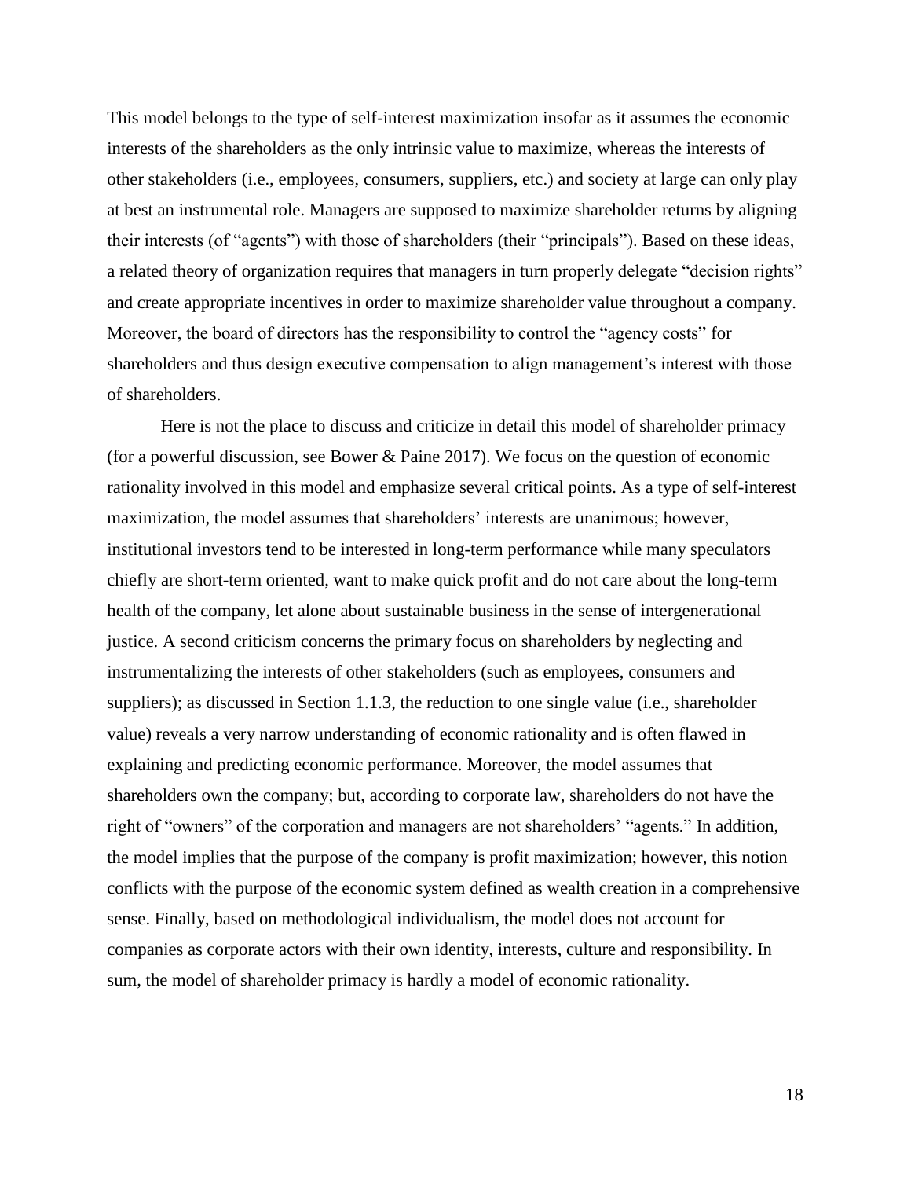This model belongs to the type of self-interest maximization insofar as it assumes the economic interests of the shareholders as the only intrinsic value to maximize, whereas the interests of other stakeholders (i.e., employees, consumers, suppliers, etc.) and society at large can only play at best an instrumental role. Managers are supposed to maximize shareholder returns by aligning their interests (of "agents") with those of shareholders (their "principals"). Based on these ideas, a related theory of organization requires that managers in turn properly delegate "decision rights" and create appropriate incentives in order to maximize shareholder value throughout a company. Moreover, the board of directors has the responsibility to control the "agency costs" for shareholders and thus design executive compensation to align management's interest with those of shareholders.

Here is not the place to discuss and criticize in detail this model of shareholder primacy (for a powerful discussion, see Bower & Paine 2017). We focus on the question of economic rationality involved in this model and emphasize several critical points. As a type of self-interest maximization, the model assumes that shareholders' interests are unanimous; however, institutional investors tend to be interested in long-term performance while many speculators chiefly are short-term oriented, want to make quick profit and do not care about the long-term health of the company, let alone about sustainable business in the sense of intergenerational justice. A second criticism concerns the primary focus on shareholders by neglecting and instrumentalizing the interests of other stakeholders (such as employees, consumers and suppliers); as discussed in Section 1.1.3, the reduction to one single value (i.e., shareholder value) reveals a very narrow understanding of economic rationality and is often flawed in explaining and predicting economic performance. Moreover, the model assumes that shareholders own the company; but, according to corporate law, shareholders do not have the right of "owners" of the corporation and managers are not shareholders' "agents." In addition, the model implies that the purpose of the company is profit maximization; however, this notion conflicts with the purpose of the economic system defined as wealth creation in a comprehensive sense. Finally, based on methodological individualism, the model does not account for companies as corporate actors with their own identity, interests, culture and responsibility. In sum, the model of shareholder primacy is hardly a model of economic rationality.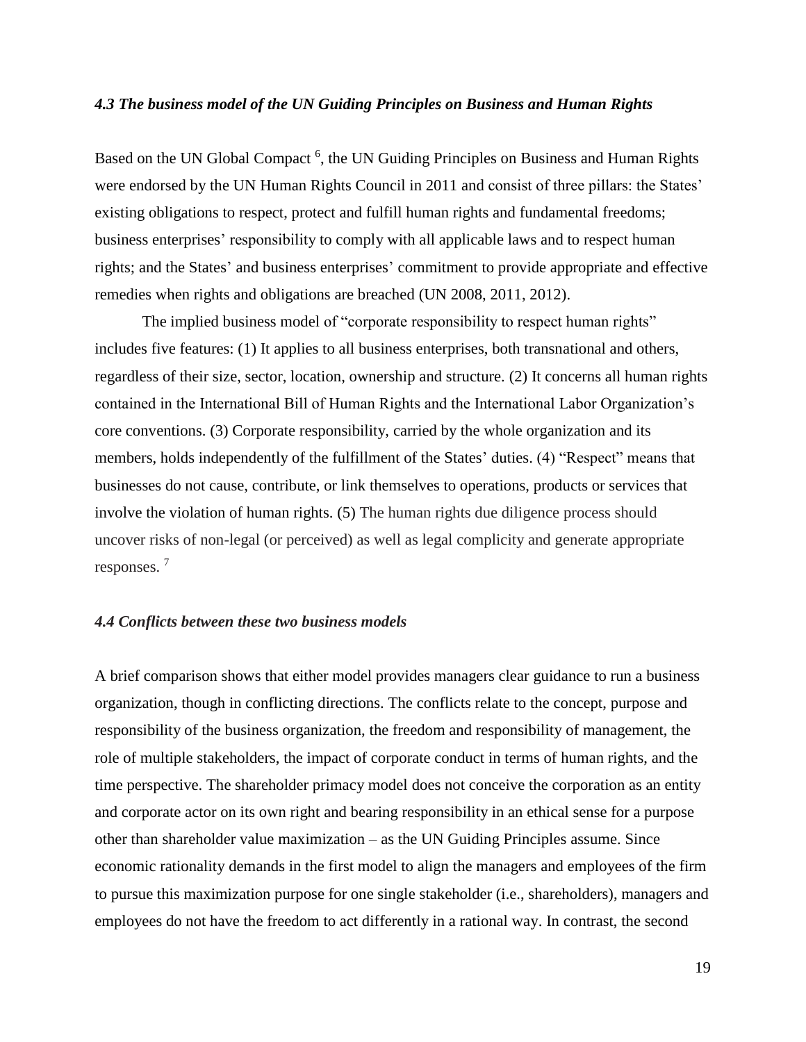### *4.3 The business model of the UN Guiding Principles on Business and Human Rights*

Based on the UN Global Compact [6], the UN Guiding Principles on Business and Human Rights were endorsed by the UN Human Rights Council in 2011 and consist of three pillars: the States' existing obligations to respect, protect and fulfill human rights and fundamental freedoms; business enterprises' responsibility to comply with all applicable laws and to respect human rights; and the States' and business enterprises' commitment to provide appropriate and effective remedies when rights and obligations are breached (UN 2008, 2011, 2012).

The implied business model of "corporate responsibility to respect human rights" includes five features: (1) It applies to all business enterprises, both transnational and others, regardless of their size, sector, location, ownership and structure. (2) It concerns all human rights contained in the International Bill of Human Rights and the International Labor Organization's core conventions. (3) Corporate responsibility, carried by the whole organization and its members, holds independently of the fulfillment of the States' duties. (4) "Respect" means that businesses do not cause, contribute, or link themselves to operations, products or services that involve the violation of human rights. (5) The human rights due diligence process should uncover risks of non-legal (or perceived) as well as legal complicity and generate appropriate responses. [7]

### *4.4 Conflicts between these two business models*

A brief comparison shows that either model provides managers clear guidance to run a business organization, though in conflicting directions. The conflicts relate to the concept, purpose and responsibility of the business organization, the freedom and responsibility of management, the role of multiple stakeholders, the impact of corporate conduct in terms of human rights, and the time perspective. The shareholder primacy model does not conceive the corporation as an entity and corporate actor on its own right and bearing responsibility in an ethical sense for a purpose other than shareholder value maximization – as the UN Guiding Principles assume. Since economic rationality demands in the first model to align the managers and employees of the firm to pursue this maximization purpose for one single stakeholder (i.e., shareholders), managers and employees do not have the freedom to act differently in a rational way. In contrast, the second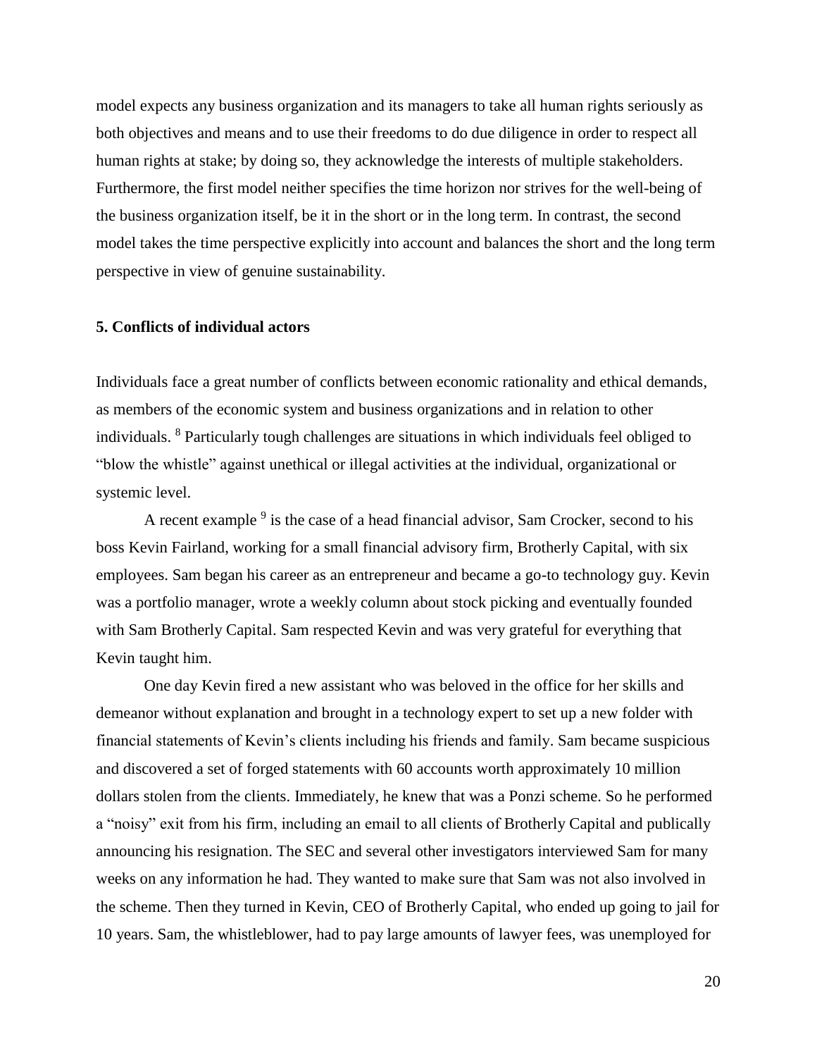model expects any business organization and its managers to take all human rights seriously as both objectives and means and to use their freedoms to do due diligence in order to respect all human rights at stake; by doing so, they acknowledge the interests of multiple stakeholders. Furthermore, the first model neither specifies the time horizon nor strives for the well-being of the business organization itself, be it in the short or in the long term. In contrast, the second model takes the time perspective explicitly into account and balances the short and the long term perspective in view of genuine sustainability.

## 5. Conflicts of individual actors

Individuals face a great number of conflicts between economic rationality and ethical demands, as members of the economic system and business organizations and in relation to other individuals. [8] Particularly tough challenges are situations in which individuals feel obliged to "blow the whistle" against unethical or illegal activities at the individual, organizational or systemic level.

A recent example [9] is the case of a head financial advisor, Sam Crocker, second to his boss Kevin Fairland, working for a small financial advisory firm, Brotherly Capital, with six employees. Sam began his career as an entrepreneur and became a go-to technology guy. Kevin was a portfolio manager, wrote a weekly column about stock picking and eventually founded with Sam Brotherly Capital. Sam respected Kevin and was very grateful for everything that Kevin taught him.

One day Kevin fired a new assistant who was beloved in the office for her skills and demeanor without explanation and brought in a technology expert to set up a new folder with financial statements of Kevin's clients including his friends and family. Sam became suspicious and discovered a set of forged statements with 60 accounts worth approximately 10 million dollars stolen from the clients. Immediately, he knew that was a Ponzi scheme. So he performed a "noisy" exit from his firm, including an email to all clients of Brotherly Capital and publically announcing his resignation. The SEC and several other investigators interviewed Sam for many weeks on any information he had. They wanted to make sure that Sam was not also involved in the scheme. Then they turned in Kevin, CEO of Brotherly Capital, who ended up going to jail for 10 years. Sam, the whistleblower, had to pay large amounts of lawyer fees, was unemployed for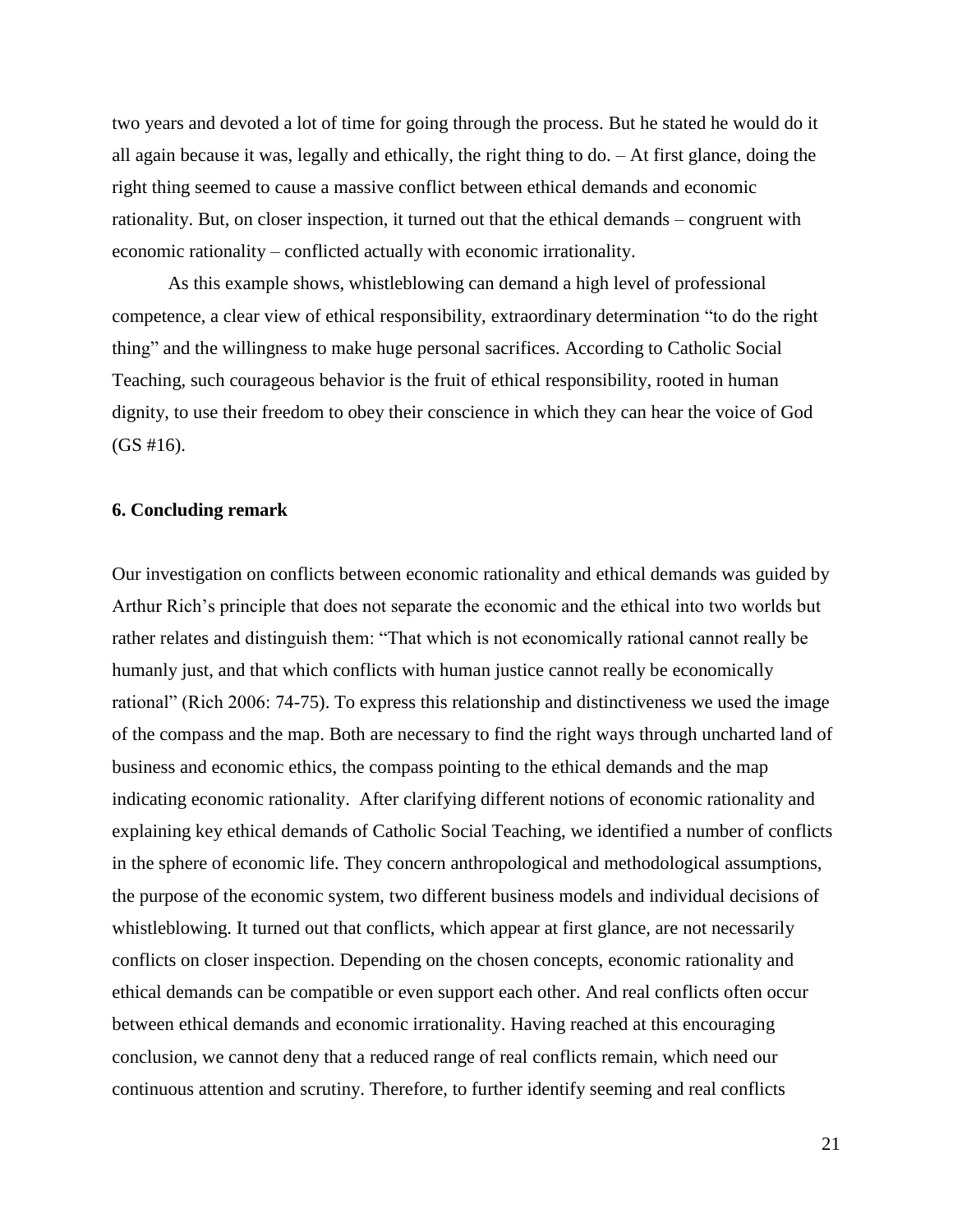two years and devoted a lot of time for going through the process. But he stated he would do it all again because it was, legally and ethically, the right thing to do. – At first glance, doing the right thing seemed to cause a massive conflict between ethical demands and economic rationality. But, on closer inspection, it turned out that the ethical demands – congruent with economic rationality – conflicted actually with economic irrationality.

As this example shows, whistleblowing can demand a high level of professional competence, a clear view of ethical responsibility, extraordinary determination "to do the right thing" and the willingness to make huge personal sacrifices. According to Catholic Social Teaching, such courageous behavior is the fruit of ethical responsibility, rooted in human dignity, to use their freedom to obey their conscience in which they can hear the voice of God (GS #16).

**6. Concluding remark**

Our investigation on conflicts between economic rationality and ethical demands was guided by Arthur Rich's principle that does not separate the economic and the ethical into two worlds but rather relates and distinguish them: "That which is not economically rational cannot really be humanly just, and that which conflicts with human justice cannot really be economically rational" (Rich 2006: 74-75). To express this relationship and distinctiveness we used the image of the compass and the map. Both are necessary to find the right ways through uncharted land of business and economic ethics, the compass pointing to the ethical demands and the map indicating economic rationality. After clarifying different notions of economic rationality and explaining key ethical demands of Catholic Social Teaching, we identified a number of conflicts in the sphere of economic life. They concern anthropological and methodological assumptions, the purpose of the economic system, two different business models and individual decisions of whistleblowing. It turned out that conflicts, which appear at first glance, are not necessarily conflicts on closer inspection. Depending on the chosen concepts, economic rationality and ethical demands can be compatible or even support each other. And real conflicts often occur between ethical demands and economic irrationality. Having reached at this encouraging conclusion, we cannot deny that a reduced range of real conflicts remain, which need our continuous attention and scrutiny. Therefore, to further identify seeming and real conflicts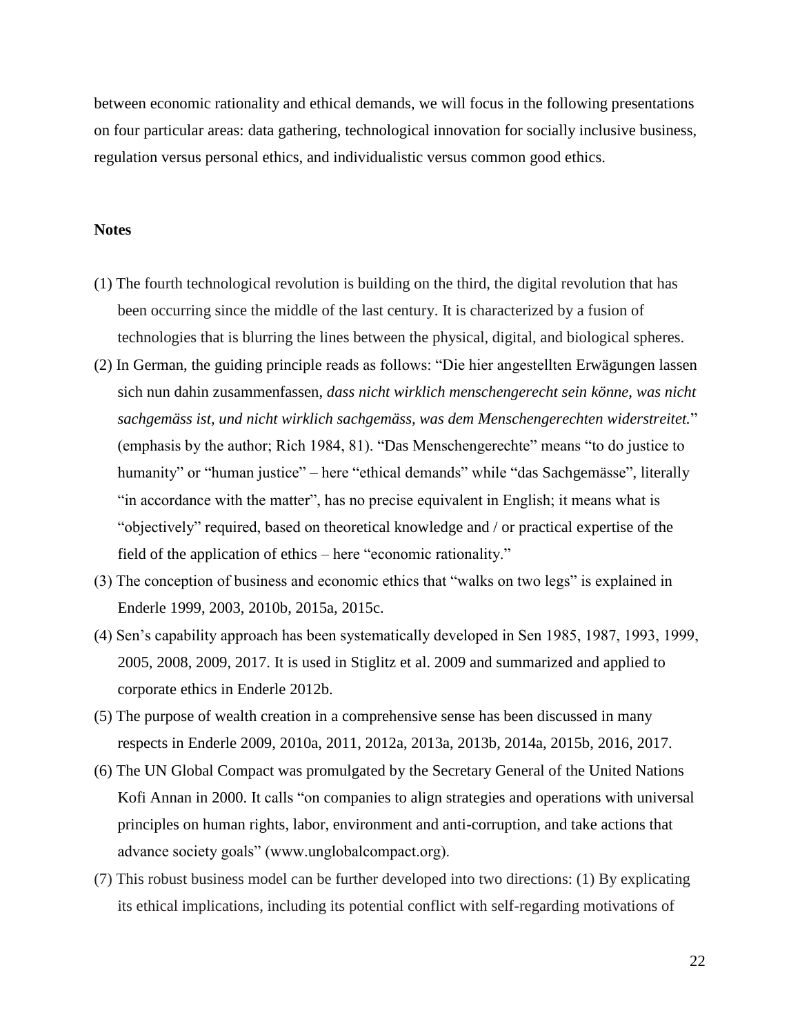between economic rationality and ethical demands, we will focus in the following presentations on four particular areas: data gathering, technological innovation for socially inclusive business, regulation versus personal ethics, and individualistic versus common good ethics.

**Notes**

(1) The fourth technological revolution is building on the third, the digital revolution that has been occurring since the middle of the last century. It is characterized by a fusion of technologies that is blurring the lines between the physical, digital, and biological spheres.

(2) In German, the guiding principle reads as follows: "Die hier angestellten Erwägungen lassen sich nun dahin zusammenfassen, *dass nicht wirklich menschengerecht sein könne, was nicht sachgemäss ist, und nicht wirklich sachgemäss, was dem Menschengerechten widerstreitet.*" (emphasis by the author; Rich 1984, 81). "Das Menschengerechte" means "to do justice to humanity" or "human justice" – here "ethical demands" while "das Sachgemässe", literally "in accordance with the matter", has no precise equivalent in English; it means what is "objectively" required, based on theoretical knowledge and / or practical expertise of the field of the application of ethics – here "economic rationality."

(3) The conception of business and economic ethics that "walks on two legs" is explained in Enderle 1999, 2003, 2010b, 2015a, 2015c.

(4) Sen's capability approach has been systematically developed in Sen 1985, 1987, 1993, 1999, 2005, 2008, 2009, 2017. It is used in Stiglitz et al. 2009 and summarized and applied to corporate ethics in Enderle 2012b.

(5) The purpose of wealth creation in a comprehensive sense has been discussed in many respects in Enderle 2009, 2010a, 2011, 2012a, 2013a, 2013b, 2014a, 2015b, 2016, 2017.

(6) The UN Global Compact was promulgated by the Secretary General of the United Nations Kofi Annan in 2000. It calls "on companies to align strategies and operations with universal principles on human rights, labor, environment and anti-corruption, and take actions that advance society goals" (www.unglobalcompact.org).

(7) This robust business model can be further developed into two directions: (1) By explicating its ethical implications, including its potential conflict with self-regarding motivations of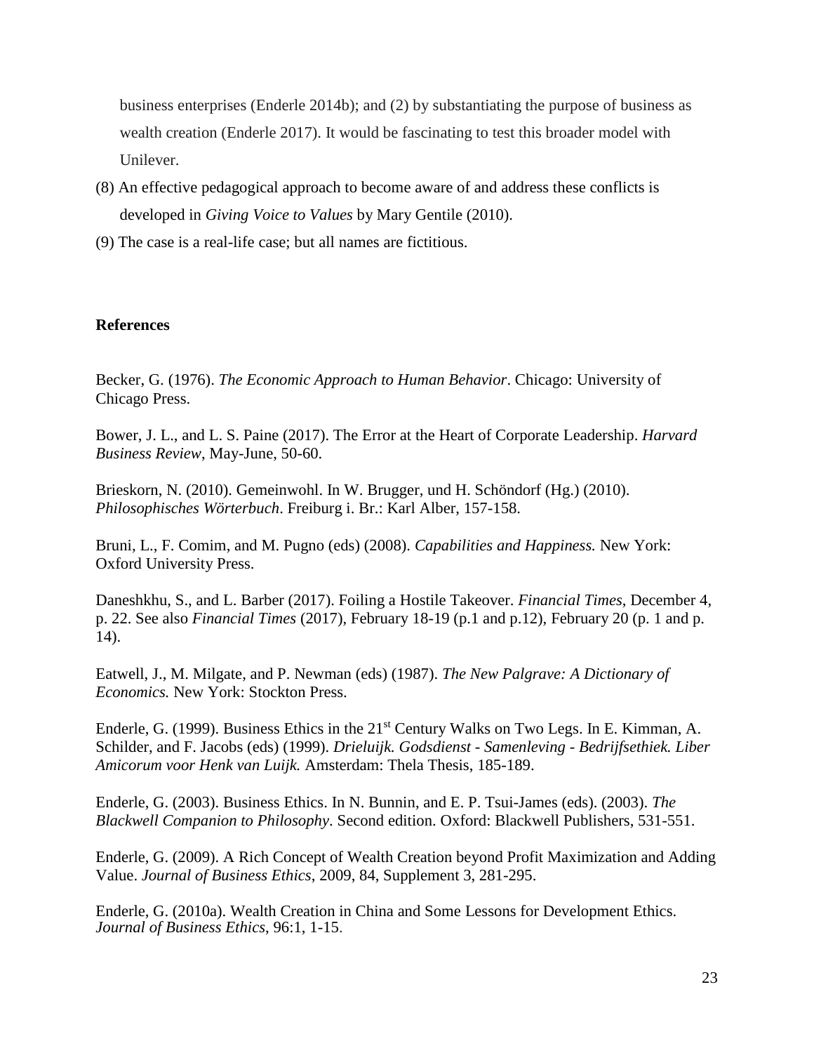business enterprises (Enderle 2014b); and (2) by substantiating the purpose of business as wealth creation (Enderle 2017). It would be fascinating to test this broader model with Unilever.

(8) An effective pedagogical approach to become aware of and address these conflicts is developed in *Giving Voice to Values* by Mary Gentile (2010).

(9) The case is a real-life case; but all names are fictitious.

**References**

Becker, G. (1976). *The Economic Approach to Human Behavior*. Chicago: University of Chicago Press.

Bower, J. L., and L. S. Paine (2017). The Error at the Heart of Corporate Leadership. *Harvard Business Review*, May-June, 50-60.

Brieskorn, N. (2010). Gemeinwohl. In W. Brugger, und H. Schöndorf (Hg.) (2010). *Philosophisches Wörterbuch*. Freiburg i. Br.: Karl Alber, 157-158.

Bruni, L., F. Comim, and M. Pugno (eds) (2008). *Capabilities and Happiness.* New York: Oxford University Press.

Daneshkhu, S., and L. Barber (2017). Foiling a Hostile Takeover. *Financial Times*, December 4, p. 22. See also *Financial Times* (2017), February 18-19 (p.1 and p.12), February 20 (p. 1 and p. 14).

Eatwell, J., M. Milgate, and P. Newman (eds) (1987). *The New Palgrave: A Dictionary of Economics.* New York: Stockton Press.

Enderle, G. (1999). Business Ethics in the 21st Century Walks on Two Legs. In E. Kimman, A. Schilder, and F. Jacobs (eds) (1999). *Drieluijk. Godsdienst - Samenleving - Bedrijfsethiek. Liber Amicorum voor Henk van Luijk.* Amsterdam: Thela Thesis, 185-189.

Enderle, G. (2003). Business Ethics. In N. Bunnin, and E. P. Tsui-James (eds). (2003). *The Blackwell Companion to Philosophy*. Second edition. Oxford: Blackwell Publishers, 531-551.

Enderle, G. (2009). A Rich Concept of Wealth Creation beyond Profit Maximization and Adding Value. *Journal of Business Ethics*, 2009, 84, Supplement 3, 281-295.

Enderle, G. (2010a). Wealth Creation in China and Some Lessons for Development Ethics. *Journal of Business Ethics*, 96:1, 1-15.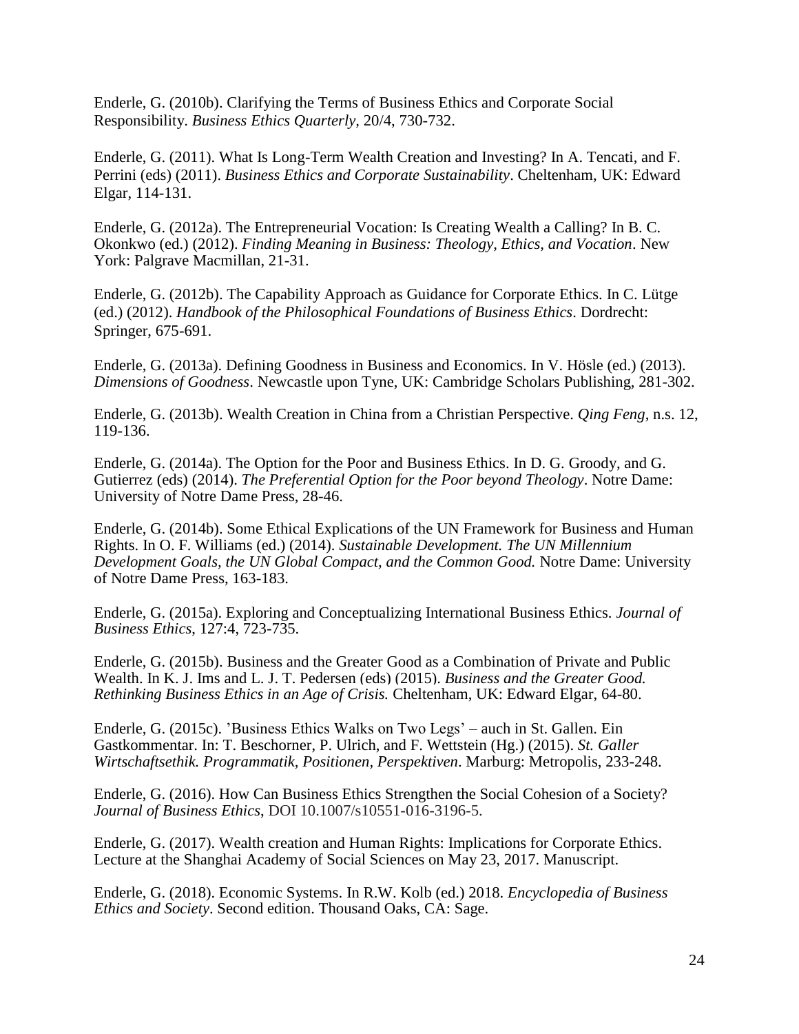Enderle, G. (2010b). Clarifying the Terms of Business Ethics and Corporate Social Responsibility. *Business Ethics Quarterly*, 20/4, 730-732.

Enderle, G. (2011). What Is Long-Term Wealth Creation and Investing? In A. Tencati, and F. Perrini (eds) (2011). *Business Ethics and Corporate Sustainability*. Cheltenham, UK: Edward Elgar, 114-131.

Enderle, G. (2012a). The Entrepreneurial Vocation: Is Creating Wealth a Calling? In B. C. Okonkwo (ed.) (2012). *Finding Meaning in Business: Theology, Ethics, and Vocation*. New York: Palgrave Macmillan, 21-31.

Enderle, G. (2012b). The Capability Approach as Guidance for Corporate Ethics. In C. Lütge (ed.) (2012). *Handbook of the Philosophical Foundations of Business Ethics*. Dordrecht: Springer, 675-691.

Enderle, G. (2013a). Defining Goodness in Business and Economics. In V. Hösle (ed.) (2013). *Dimensions of Goodness*. Newcastle upon Tyne, UK: Cambridge Scholars Publishing, 281-302.

Enderle, G. (2013b). Wealth Creation in China from a Christian Perspective. *Qing Feng*, n.s. 12, 119-136.

Enderle, G. (2014a). The Option for the Poor and Business Ethics. In D. G. Groody, and G. Gutierrez (eds) (2014). *The Preferential Option for the Poor beyond Theology*. Notre Dame: University of Notre Dame Press, 28-46.

Enderle, G. (2014b). Some Ethical Explications of the UN Framework for Business and Human Rights. In O. F. Williams (ed.) (2014). *Sustainable Development. The UN Millennium Development Goals, the UN Global Compact, and the Common Good.* Notre Dame: University of Notre Dame Press, 163-183.

Enderle, G. (2015a). Exploring and Conceptualizing International Business Ethics. *Journal of Business Ethics*, 127:4, 723-735.

Enderle, G. (2015b). Business and the Greater Good as a Combination of Private and Public Wealth. In K. J. Ims and L. J. T. Pedersen (eds) (2015). *Business and the Greater Good. Rethinking Business Ethics in an Age of Crisis.* Cheltenham, UK: Edward Elgar, 64-80.

Enderle, G. (2015c). 'Business Ethics Walks on Two Legs' – auch in St. Gallen. Ein Gastkommentar. In: T. Beschorner, P. Ulrich, and F. Wettstein (Hg.) (2015). *St. Galler Wirtschaftsethik. Programmatik, Positionen, Perspektiven*. Marburg: Metropolis, 233-248.

Enderle, G. (2016). How Can Business Ethics Strengthen the Social Cohesion of a Society? *Journal of Business Ethics*, DOI 10.1007/s10551-016-3196-5.

Enderle, G. (2017). Wealth creation and Human Rights: Implications for Corporate Ethics. Lecture at the Shanghai Academy of Social Sciences on May 23, 2017. Manuscript.

Enderle, G. (2018). Economic Systems. In R.W. Kolb (ed.) 2018. *Encyclopedia of Business Ethics and Society*. Second edition. Thousand Oaks, CA: Sage.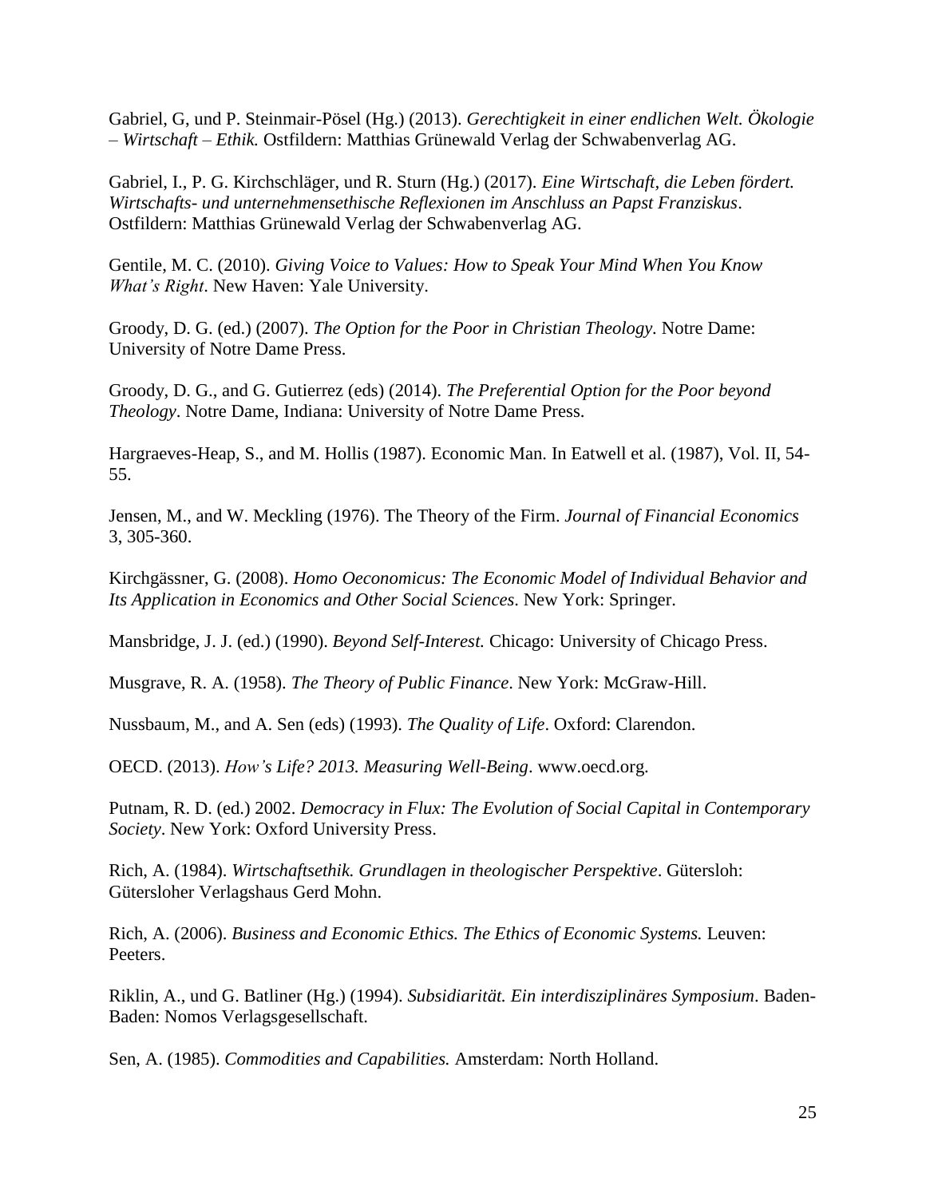Gabriel, G, und P. Steinmair-Pösel (Hg.) (2013). *Gerechtigkeit in einer endlichen Welt. Ökologie – Wirtschaft – Ethik.* Ostfildern: Matthias Grünewald Verlag der Schwabenverlag AG.

Gabriel, I., P. G. Kirchschläger, und R. Sturn (Hg.) (2017). *Eine Wirtschaft, die Leben fördert. Wirtschafts- und unternehmensethische Reflexionen im Anschluss an Papst Franziskus*. Ostfildern: Matthias Grünewald Verlag der Schwabenverlag AG.

Gentile, M. C. (2010). *Giving Voice to Values: How to Speak Your Mind When You Know What's Right*. New Haven: Yale University.

Groody, D. G. (ed.) (2007). *The Option for the Poor in Christian Theology*. Notre Dame: University of Notre Dame Press.

Groody, D. G., and G. Gutierrez (eds) (2014). *The Preferential Option for the Poor beyond Theology*. Notre Dame, Indiana: University of Notre Dame Press.

Hargraeves-Heap, S., and M. Hollis (1987). Economic Man. In Eatwell et al. (1987), Vol. II, 54-55.

Jensen, M., and W. Meckling (1976). The Theory of the Firm. *Journal of Financial Economics* 3, 305-360.

Kirchgässner, G. (2008). *Homo Oeconomicus: The Economic Model of Individual Behavior and Its Application in Economics and Other Social Sciences*. New York: Springer.

Mansbridge, J. J. (ed.) (1990). *Beyond Self-Interest.* Chicago: University of Chicago Press.

Musgrave, R. A. (1958). *The Theory of Public Finance*. New York: McGraw-Hill.

Nussbaum, M., and A. Sen (eds) (1993). *The Quality of Life*. Oxford: Clarendon.

OECD. (2013). *How's Life? 2013. Measuring Well-Being*. www.oecd.org.

Putnam, R. D. (ed.) 2002. *Democracy in Flux: The Evolution of Social Capital in Contemporary Society*. New York: Oxford University Press.

Rich, A. (1984). *Wirtschaftsethik. Grundlagen in theologischer Perspektive*. Gütersloh: Gütersloher Verlagshaus Gerd Mohn.

Rich, A. (2006). *Business and Economic Ethics. The Ethics of Economic Systems.* Leuven: Peeters.

Riklin, A., und G. Batliner (Hg.) (1994). *Subsidiarität. Ein interdisziplinäres Symposium*. Baden-Baden: Nomos Verlagsgesellschaft.

Sen, A. (1985). *Commodities and Capabilities.* Amsterdam: North Holland.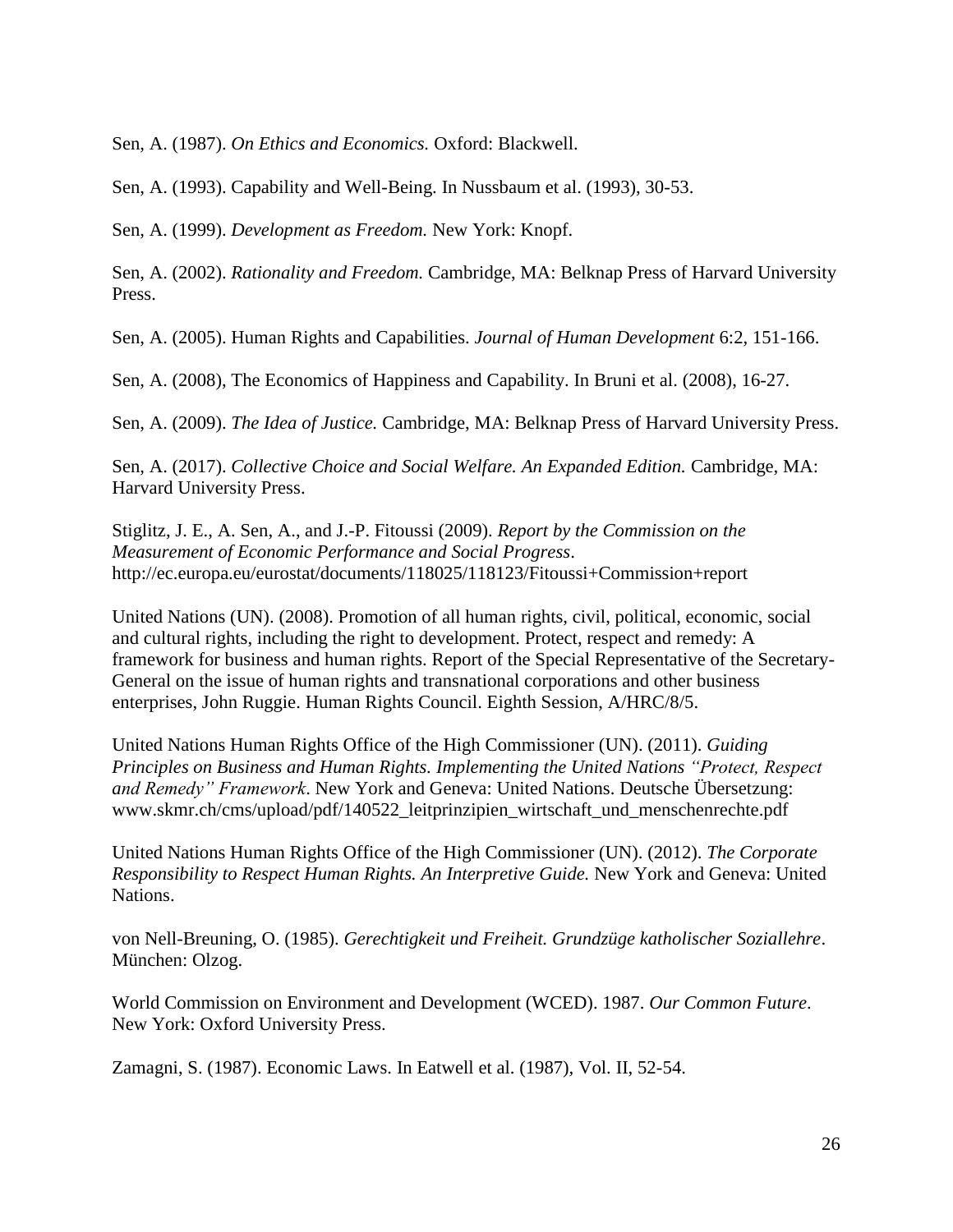Sen, A. (1987). *On Ethics and Economics.* Oxford: Blackwell.

Sen, A. (1993). Capability and Well-Being. In Nussbaum et al. (1993), 30-53.

Sen, A. (1999). *Development as Freedom.* New York: Knopf.

Sen, A. (2002). *Rationality and Freedom.* Cambridge, MA: Belknap Press of Harvard University Press.

Sen, A. (2005). Human Rights and Capabilities. *Journal of Human Development* 6:2, 151-166.

Sen, A. (2008), The Economics of Happiness and Capability. In Bruni et al. (2008), 16-27.

Sen, A. (2009). *The Idea of Justice.* Cambridge, MA: Belknap Press of Harvard University Press.

Sen, A. (2017). *Collective Choice and Social Welfare. An Expanded Edition.* Cambridge, MA: Harvard University Press.

Stiglitz, J. E., A. Sen, A., and J.-P. Fitoussi (2009). *Report by the Commission on the Measurement of Economic Performance and Social Progress*. http://ec.europa.eu/eurostat/documents/118025/118123/Fitoussi+Commission+report

United Nations (UN). (2008). Promotion of all human rights, civil, political, economic, social and cultural rights, including the right to development. Protect, respect and remedy: A framework for business and human rights. Report of the Special Representative of the Secretary-General on the issue of human rights and transnational corporations and other business enterprises, John Ruggie. Human Rights Council. Eighth Session, A/HRC/8/5.

United Nations Human Rights Office of the High Commissioner (UN). (2011). *Guiding Principles on Business and Human Rights. Implementing the United Nations "Protect, Respect and Remedy" Framework*. New York and Geneva: United Nations. Deutsche Übersetzung: www.skmr.ch/cms/upload/pdf/140522_leitprinzipien_wirtschaft_und_menschenrechte.pdf

United Nations Human Rights Office of the High Commissioner (UN). (2012). *The Corporate Responsibility to Respect Human Rights. An Interpretive Guide.* New York and Geneva: United Nations.

von Nell-Breuning, O. (1985). *Gerechtigkeit und Freiheit. Grundzüge katholischer Soziallehre*. München: Olzog.

World Commission on Environment and Development (WCED). 1987. *Our Common Future*. New York: Oxford University Press.

Zamagni, S. (1987). Economic Laws. In Eatwell et al. (1987), Vol. II, 52-54.